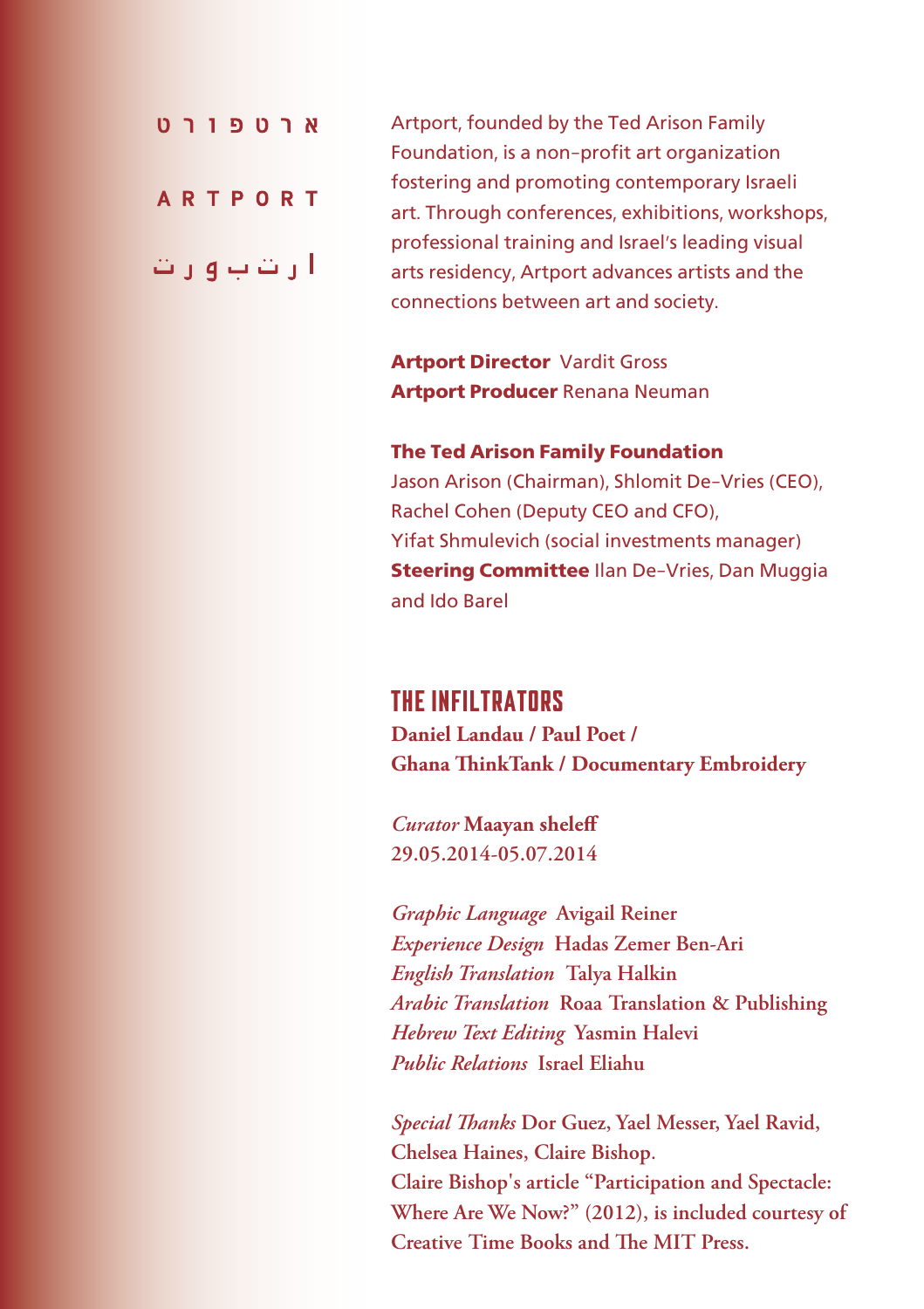ארטפורט

ARTPORT

ارتبورت

Artport, founded by the Ted Arison Family Foundation, is a non-profit art organization fostering and promoting contemporary Israeli art. Through conferences, exhibitions, workshops, professional training and Israel's leading visual arts residency, Artport advances artists and the connections between art and society.

**Artport Director** Vardit Gross
**Artport Producer** Renana Neuman

**The Ted Arison Family Foundation**
Jason Arison (Chairman), Shlomit De-Vries (CEO), Rachel Cohen (Deputy CEO and CFO), Yifat Shmulevich (social investments manager)
**Steering Committee** Ilan De-Vries, Dan Muggia and Ido Barel

# THE INFILTRATORS

**Daniel Landau / Paul Poet / Ghana ThinkTank / Documentary Embroidery**

*Curator* **Maayan sheleff**
**29.05.2014-05.07.2014**

*Graphic Language* **Avigail Reiner**
*Experience Design* **Hadas Zemer Ben-Ari**
*English Translation* **Talya Halkin**
*Arabic Translation* **Roaa Translation & Publishing**
*Hebrew Text Editing* **Yasmin Halevi**
*Public Relations* **Israel Eliahu**

*Special Thanks* **Dor Guez, Yael Messer, Yael Ravid, Chelsea Haines, Claire Bishop.**
**Claire Bishop's article "Participation and Spectacle: Where Are We Now?" (2012), is included courtesy of Creative Time Books and The MIT Press.**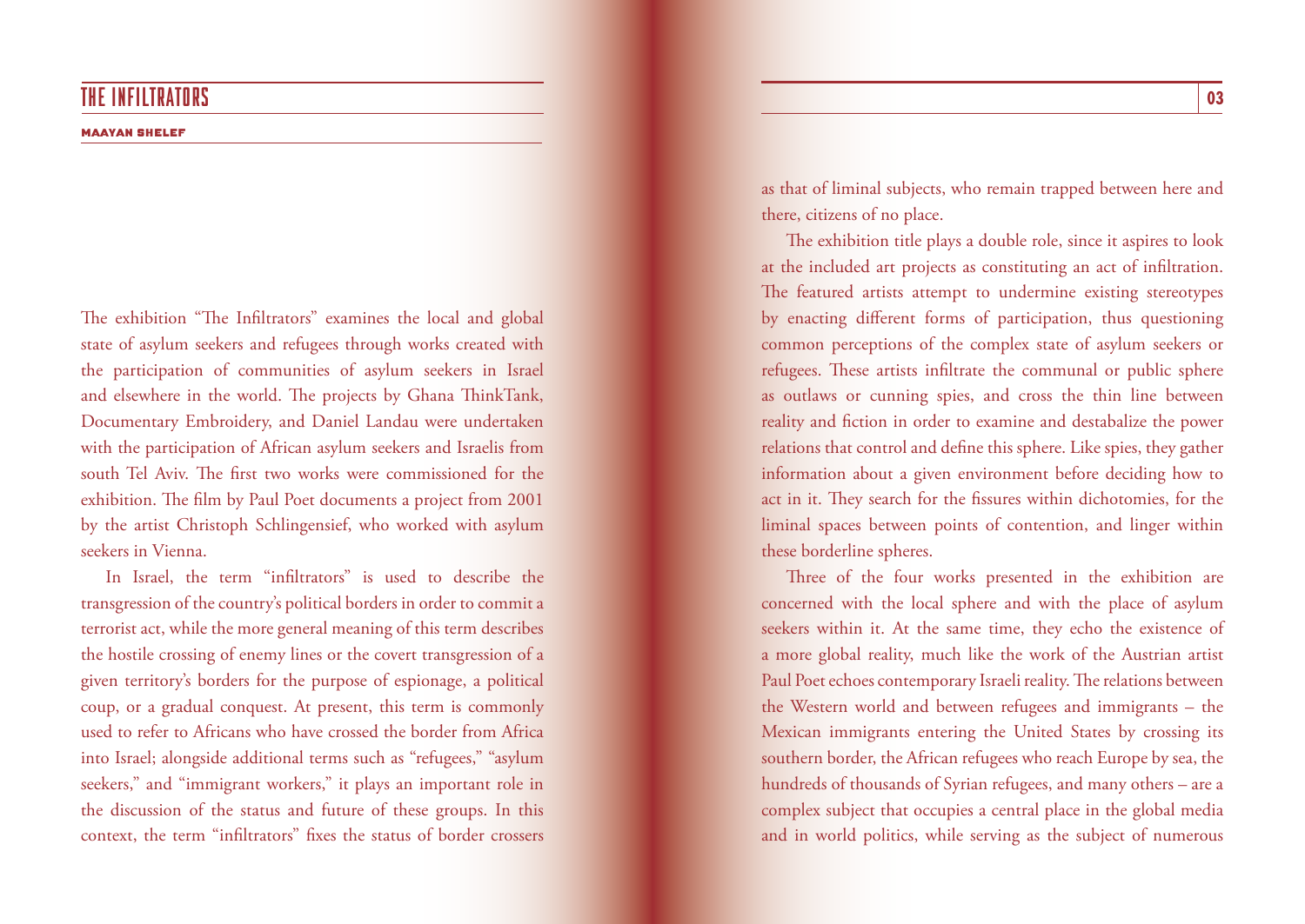# THE INFILTRATORS

**MAAYAN SHELEF**

The exhibition "The Infiltrators" examines the local and global state of asylum seekers and refugees through works created with the participation of communities of asylum seekers in Israel and elsewhere in the world. The projects by Ghana ThinkTank, Documentary Embroidery, and Daniel Landau were undertaken with the participation of African asylum seekers and Israelis from south Tel Aviv. The first two works were commissioned for the exhibition. The film by Paul Poet documents a project from 2001 by the artist Christoph Schlingensief, who worked with asylum seekers in Vienna.

In Israel, the term "infiltrators" is used to describe the transgression of the country's political borders in order to commit a terrorist act, while the more general meaning of this term describes the hostile crossing of enemy lines or the covert transgression of a given territory's borders for the purpose of espionage, a political coup, or a gradual conquest. At present, this term is commonly used to refer to Africans who have crossed the border from Africa into Israel; alongside additional terms such as "refugees," "asylum seekers," and "immigrant workers," it plays an important role in the discussion of the status and future of these groups. In this context, the term "infiltrators" fixes the status of border crossers as that of liminal subjects, who remain trapped between here and there, citizens of no place.

The exhibition title plays a double role, since it aspires to look at the included art projects as constituting an act of infiltration. The featured artists attempt to undermine existing stereotypes by enacting different forms of participation, thus questioning common perceptions of the complex state of asylum seekers or refugees. These artists infiltrate the communal or public sphere as outlaws or cunning spies, and cross the thin line between reality and fiction in order to examine and destabalize the power relations that control and define this sphere. Like spies, they gather information about a given environment before deciding how to act in it. They search for the fissures within dichotomies, for the liminal spaces between points of contention, and linger within these borderline spheres.

Three of the four works presented in the exhibition are concerned with the local sphere and with the place of asylum seekers within it. At the same time, they echo the existence of a more global reality, much like the work of the Austrian artist Paul Poet echoes contemporary Israeli reality. The relations between the Western world and between refugees and immigrants – the Mexican immigrants entering the United States by crossing its southern border, the African refugees who reach Europe by sea, the hundreds of thousands of Syrian refugees, and many others – are a complex subject that occupies a central place in the global media and in world politics, while serving as the subject of numerous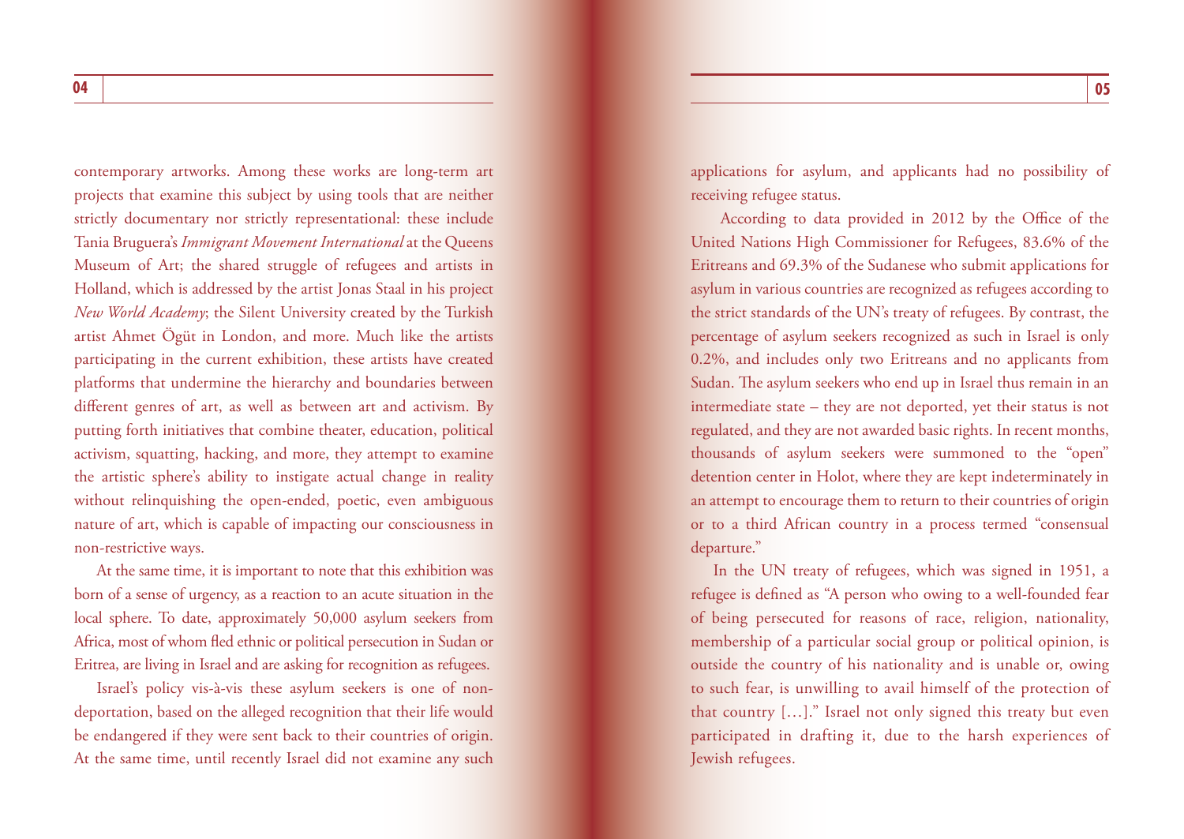contemporary artworks. Among these works are long-term art projects that examine this subject by using tools that are neither strictly documentary nor strictly representational: these include Tania Bruguera's *Immigrant Movement International* at the Queens Museum of Art; the shared struggle of refugees and artists in Holland, which is addressed by the artist Jonas Staal in his project *New World Academy*; the Silent University created by the Turkish artist Ahmet Ögüt in London, and more. Much like the artists participating in the current exhibition, these artists have created platforms that undermine the hierarchy and boundaries between different genres of art, as well as between art and activism. By putting forth initiatives that combine theater, education, political activism, squatting, hacking, and more, they attempt to examine the artistic sphere's ability to instigate actual change in reality without relinquishing the open-ended, poetic, even ambiguous nature of art, which is capable of impacting our consciousness in non-restrictive ways.

At the same time, it is important to note that this exhibition was born of a sense of urgency, as a reaction to an acute situation in the local sphere. To date, approximately 50,000 asylum seekers from Africa, most of whom fled ethnic or political persecution in Sudan or Eritrea, are living in Israel and are asking for recognition as refugees.

Israel's policy vis-à-vis these asylum seekers is one of non-deportation, based on the alleged recognition that their life would be endangered if they were sent back to their countries of origin. At the same time, until recently Israel did not examine any such applications for asylum, and applicants had no possibility of receiving refugee status.

According to data provided in 2012 by the Office of the United Nations High Commissioner for Refugees, 83.6% of the Eritreans and 69.3% of the Sudanese who submit applications for asylum in various countries are recognized as refugees according to the strict standards of the UN's treaty of refugees. By contrast, the percentage of asylum seekers recognized as such in Israel is only 0.2%, and includes only two Eritreans and no applicants from Sudan. The asylum seekers who end up in Israel thus remain in an intermediate state – they are not deported, yet their status is not regulated, and they are not awarded basic rights. In recent months, thousands of asylum seekers were summoned to the "open" detention center in Holot, where they are kept indeterminately in an attempt to encourage them to return to their countries of origin or to a third African country in a process termed "consensual departure."

In the UN treaty of refugees, which was signed in 1951, a refugee is defined as "A person who owing to a well-founded fear of being persecuted for reasons of race, religion, nationality, membership of a particular social group or political opinion, is outside the country of his nationality and is unable or, owing to such fear, is unwilling to avail himself of the protection of that country […]." Israel not only signed this treaty but even participated in drafting it, due to the harsh experiences of Jewish refugees.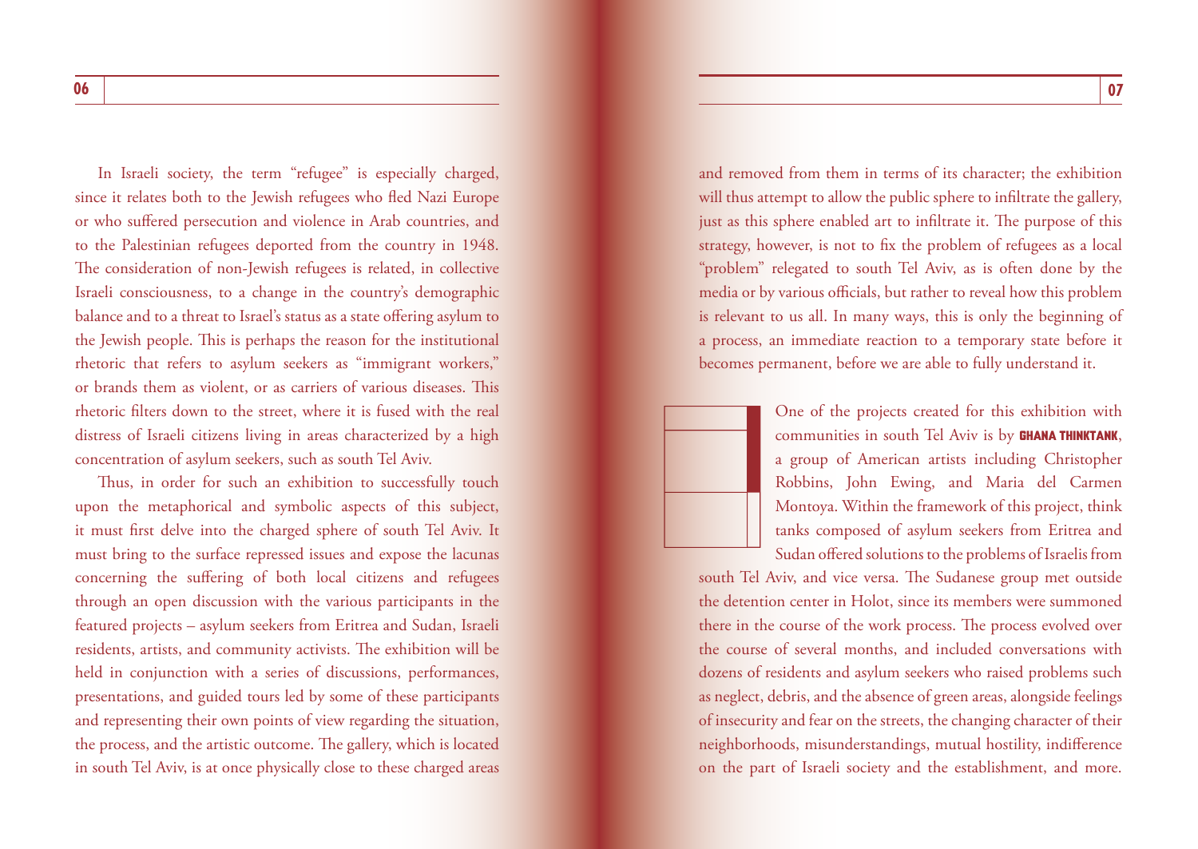In Israeli society, the term "refugee" is especially charged, since it relates both to the Jewish refugees who fled Nazi Europe or who suffered persecution and violence in Arab countries, and to the Palestinian refugees deported from the country in 1948. The consideration of non-Jewish refugees is related, in collective Israeli consciousness, to a change in the country's demographic balance and to a threat to Israel's status as a state offering asylum to the Jewish people. This is perhaps the reason for the institutional rhetoric that refers to asylum seekers as "immigrant workers," or brands them as violent, or as carriers of various diseases. This rhetoric filters down to the street, where it is fused with the real distress of Israeli citizens living in areas characterized by a high concentration of asylum seekers, such as south Tel Aviv.

Thus, in order for such an exhibition to successfully touch upon the metaphorical and symbolic aspects of this subject, it must first delve into the charged sphere of south Tel Aviv. It must bring to the surface repressed issues and expose the lacunas concerning the suffering of both local citizens and refugees through an open discussion with the various participants in the featured projects – asylum seekers from Eritrea and Sudan, Israeli residents, artists, and community activists. The exhibition will be held in conjunction with a series of discussions, performances, presentations, and guided tours led by some of these participants and representing their own points of view regarding the situation, the process, and the artistic outcome. The gallery, which is located in south Tel Aviv, is at once physically close to these charged areas and removed from them in terms of its character; the exhibition will thus attempt to allow the public sphere to infiltrate the gallery, just as this sphere enabled art to infiltrate it. The purpose of this strategy, however, is not to fix the problem of refugees as a local "problem" relegated to south Tel Aviv, as is often done by the media or by various officials, but rather to reveal how this problem is relevant to us all. In many ways, this is only the beginning of a process, an immediate reaction to a temporary state before it becomes permanent, before we are able to fully understand it.

One of the projects created for this exhibition with communities in south Tel Aviv is by **GHANA THINKTANK**, a group of American artists including Christopher Robbins, John Ewing, and Maria del Carmen Montoya. Within the framework of this project, think tanks composed of asylum seekers from Eritrea and Sudan offered solutions to the problems of Israelis from south Tel Aviv, and vice versa. The Sudanese group met outside the detention center in Holot, since its members were summoned there in the course of the work process. The process evolved over the course of several months, and included conversations with dozens of residents and asylum seekers who raised problems such as neglect, debris, and the absence of green areas, alongside feelings of insecurity and fear on the streets, the changing character of their neighborhoods, misunderstandings, mutual hostility, indifference on the part of Israeli society and the establishment, and more.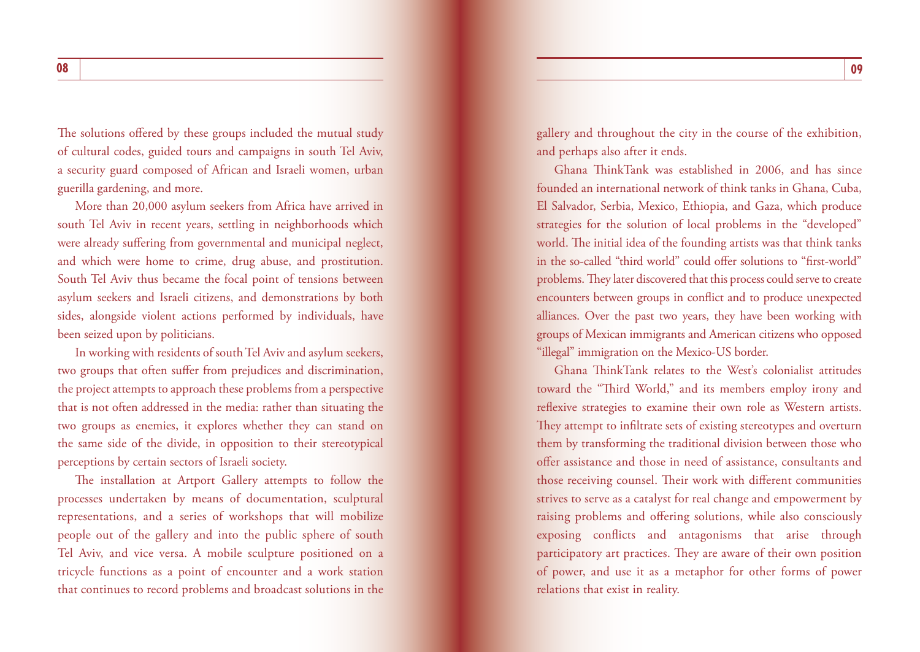The solutions offered by these groups included the mutual study of cultural codes, guided tours and campaigns in south Tel Aviv, a security guard composed of African and Israeli women, urban guerilla gardening, and more.

More than 20,000 asylum seekers from Africa have arrived in south Tel Aviv in recent years, settling in neighborhoods which were already suffering from governmental and municipal neglect, and which were home to crime, drug abuse, and prostitution. South Tel Aviv thus became the focal point of tensions between asylum seekers and Israeli citizens, and demonstrations by both sides, alongside violent actions performed by individuals, have been seized upon by politicians.

In working with residents of south Tel Aviv and asylum seekers, two groups that often suffer from prejudices and discrimination, the project attempts to approach these problems from a perspective that is not often addressed in the media: rather than situating the two groups as enemies, it explores whether they can stand on the same side of the divide, in opposition to their stereotypical perceptions by certain sectors of Israeli society.

The installation at Artport Gallery attempts to follow the processes undertaken by means of documentation, sculptural representations, and a series of workshops that will mobilize people out of the gallery and into the public sphere of south Tel Aviv, and vice versa. A mobile sculpture positioned on a tricycle functions as a point of encounter and a work station that continues to record problems and broadcast solutions in the gallery and throughout the city in the course of the exhibition, and perhaps also after it ends.

Ghana ThinkTank was established in 2006, and has since founded an international network of think tanks in Ghana, Cuba, El Salvador, Serbia, Mexico, Ethiopia, and Gaza, which produce strategies for the solution of local problems in the "developed" world. The initial idea of the founding artists was that think tanks in the so-called "third world" could offer solutions to "first-world" problems. They later discovered that this process could serve to create encounters between groups in conflict and to produce unexpected alliances. Over the past two years, they have been working with groups of Mexican immigrants and American citizens who opposed "illegal" immigration on the Mexico-US border.

Ghana ThinkTank relates to the West's colonialist attitudes toward the "Third World," and its members employ irony and reflexive strategies to examine their own role as Western artists. They attempt to infiltrate sets of existing stereotypes and overturn them by transforming the traditional division between those who offer assistance and those in need of assistance, consultants and those receiving counsel. Their work with different communities strives to serve as a catalyst for real change and empowerment by raising problems and offering solutions, while also consciously exposing conflicts and antagonisms that arise through participatory art practices. They are aware of their own position of power, and use it as a metaphor for other forms of power relations that exist in reality.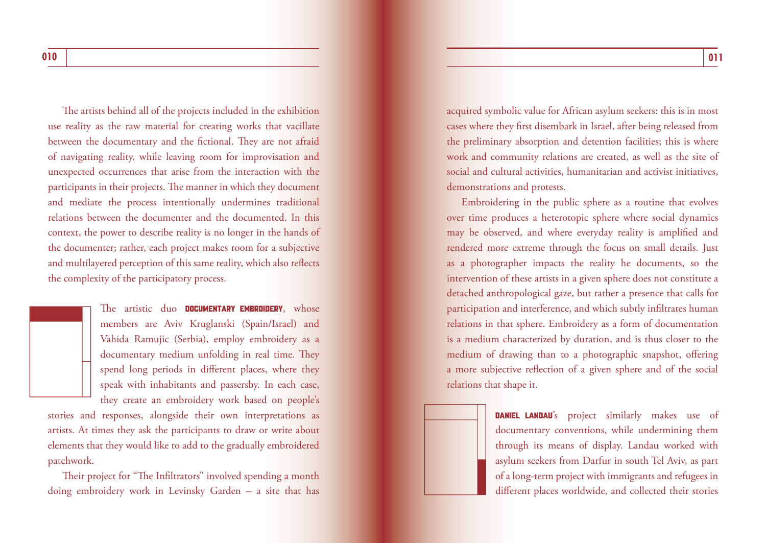The artists behind all of the projects included in the exhibition use reality as the raw material for creating works that vacillate between the documentary and the fictional. They are not afraid of navigating reality, while leaving room for improvisation and unexpected occurrences that arise from the interaction with the participants in their projects. The manner in which they document and mediate the process intentionally undermines traditional relations between the documenter and the documented. In this context, the power to describe reality is no longer in the hands of the documenter; rather, each project makes room for a subjective and multilayered perception of this same reality, which also reflects the complexity of the participatory process.

The artistic duo **DOCUMENTARY EMBROIDERY**, whose members are Aviv Kruglanski (Spain/Israel) and Vahida Ramujic (Serbia), employ embroidery as a documentary medium unfolding in real time. They spend long periods in different places, where they speak with inhabitants and passersby. In each case, they create an embroidery work based on people's stories and responses, alongside their own interpretations as artists. At times they ask the participants to draw or write about elements that they would like to add to the gradually embroidered patchwork.

Their project for "The Infiltrators" involved spending a month doing embroidery work in Levinsky Garden – a site that has acquired symbolic value for African asylum seekers: this is in most cases where they first disembark in Israel, after being released from the preliminary absorption and detention facilities; this is where work and community relations are created, as well as the site of social and cultural activities, humanitarian and activist initiatives, demonstrations and protests.

Embroidering in the public sphere as a routine that evolves over time produces a heterotopic sphere where social dynamics may be observed, and where everyday reality is amplified and rendered more extreme through the focus on small details. Just as a photographer impacts the reality he documents, so the intervention of these artists in a given sphere does not constitute a detached anthropological gaze, but rather a presence that calls for participation and interference, and which subtly infiltrates human relations in that sphere. Embroidery as a form of documentation is a medium characterized by duration, and is thus closer to the medium of drawing than to a photographic snapshot, offering a more subjective reflection of a given sphere and of the social relations that shape it.

**DANIEL LANDAU**'s project similarly makes use of documentary conventions, while undermining them through its means of display. Landau worked with asylum seekers from Darfur in south Tel Aviv, as part of a long-term project with immigrants and refugees in different places worldwide, and collected their stories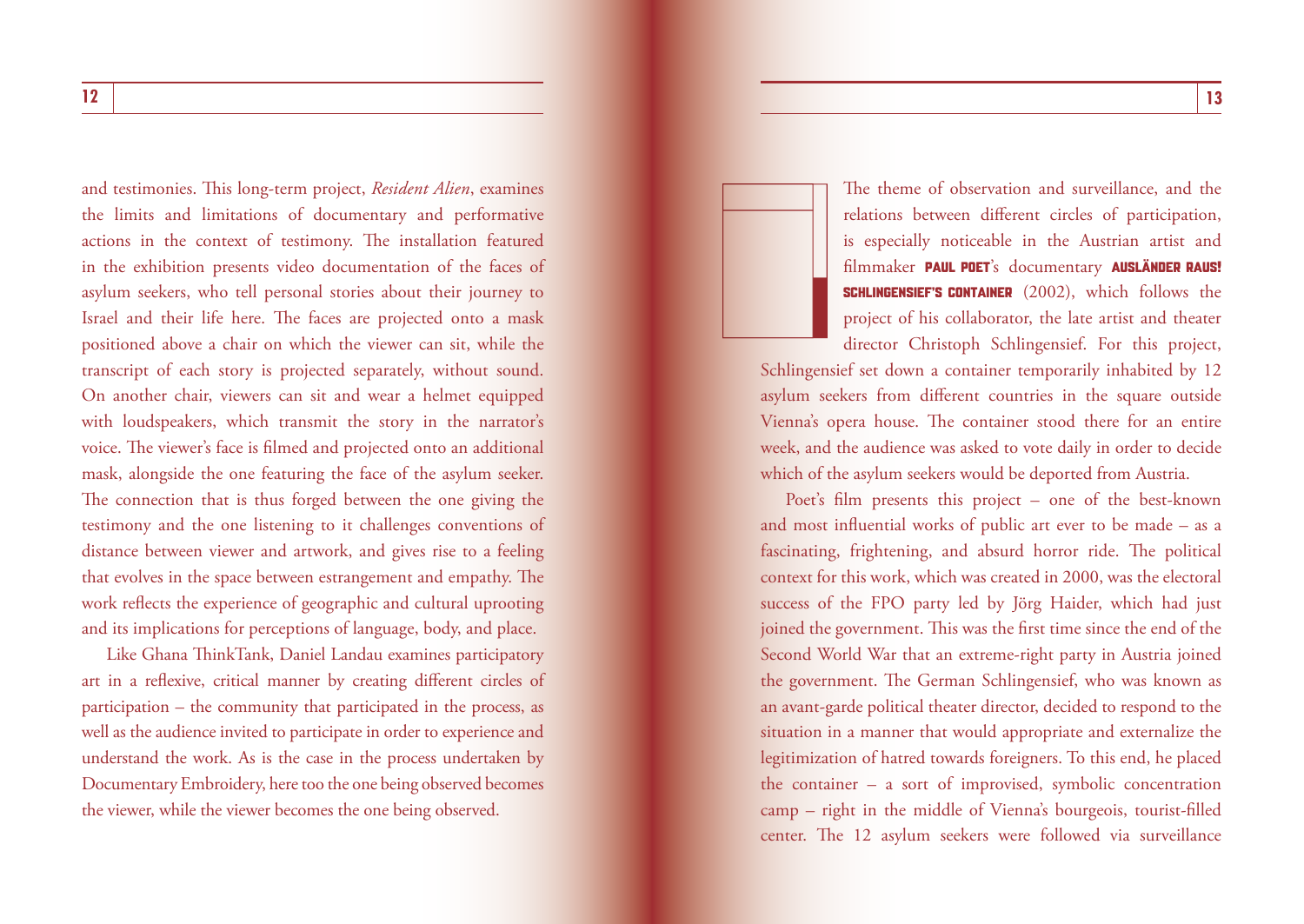and testimonies. This long-term project, *Resident Alien*, examines the limits and limitations of documentary and performative actions in the context of testimony. The installation featured in the exhibition presents video documentation of the faces of asylum seekers, who tell personal stories about their journey to Israel and their life here. The faces are projected onto a mask positioned above a chair on which the viewer can sit, while the transcript of each story is projected separately, without sound. On another chair, viewers can sit and wear a helmet equipped with loudspeakers, which transmit the story in the narrator's voice. The viewer's face is filmed and projected onto an additional mask, alongside the one featuring the face of the asylum seeker. The connection that is thus forged between the one giving the testimony and the one listening to it challenges conventions of distance between viewer and artwork, and gives rise to a feeling that evolves in the space between estrangement and empathy. The work reflects the experience of geographic and cultural uprooting and its implications for perceptions of language, body, and place.

Like Ghana ThinkTank, Daniel Landau examines participatory art in a reflexive, critical manner by creating different circles of participation – the community that participated in the process, as well as the audience invited to participate in order to experience and understand the work. As is the case in the process undertaken by Documentary Embroidery, here too the one being observed becomes the viewer, while the viewer becomes the one being observed.

The theme of observation and surveillance, and the relations between different circles of participation, is especially noticeable in the Austrian artist and filmmaker **PAUL POET**'s documentary **AUSLÄNDER RAUS! SCHLINGENSIEF'S CONTAINER** (2002), which follows the project of his collaborator, the late artist and theater director Christoph Schlingensief. For this project, Schlingensief set down a container temporarily inhabited by 12 asylum seekers from different countries in the square outside Vienna's opera house. The container stood there for an entire week, and the audience was asked to vote daily in order to decide which of the asylum seekers would be deported from Austria.

Poet's film presents this project – one of the best-known and most influential works of public art ever to be made – as a fascinating, frightening, and absurd horror ride. The political context for this work, which was created in 2000, was the electoral success of the FPO party led by Jörg Haider, which had just joined the government. This was the first time since the end of the Second World War that an extreme-right party in Austria joined the government. The German Schlingensief, who was known as an avant-garde political theater director, decided to respond to the situation in a manner that would appropriate and externalize the legitimization of hatred towards foreigners. To this end, he placed the container – a sort of improvised, symbolic concentration camp – right in the middle of Vienna's bourgeois, tourist-filled center. The 12 asylum seekers were followed via surveillance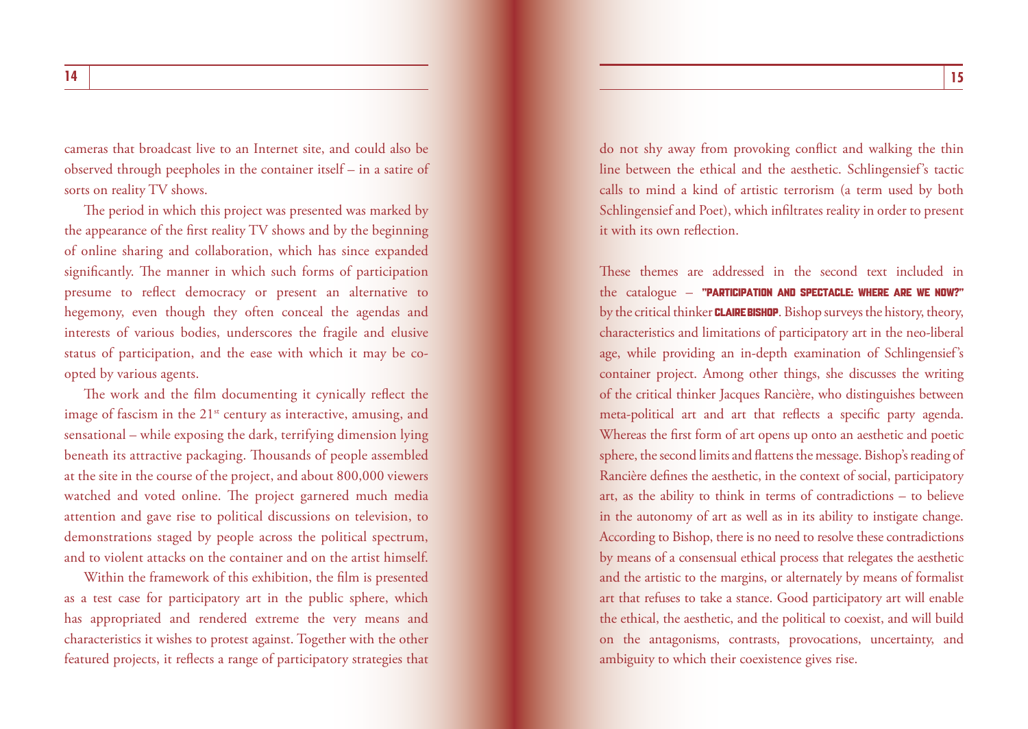cameras that broadcast live to an Internet site, and could also be observed through peepholes in the container itself – in a satire of sorts on reality TV shows.

The period in which this project was presented was marked by the appearance of the first reality TV shows and by the beginning of online sharing and collaboration, which has since expanded significantly. The manner in which such forms of participation presume to reflect democracy or present an alternative to hegemony, even though they often conceal the agendas and interests of various bodies, underscores the fragile and elusive status of participation, and the ease with which it may be co-opted by various agents.

The work and the film documenting it cynically reflect the image of fascism in the 21st century as interactive, amusing, and sensational – while exposing the dark, terrifying dimension lying beneath its attractive packaging. Thousands of people assembled at the site in the course of the project, and about 800,000 viewers watched and voted online. The project garnered much media attention and gave rise to political discussions on television, to demonstrations staged by people across the political spectrum, and to violent attacks on the container and on the artist himself.

Within the framework of this exhibition, the film is presented as a test case for participatory art in the public sphere, which has appropriated and rendered extreme the very means and characteristics it wishes to protest against. Together with the other featured projects, it reflects a range of participatory strategies that do not shy away from provoking conflict and walking the thin line between the ethical and the aesthetic. Schlingensief's tactic calls to mind a kind of artistic terrorism (a term used by both Schlingensief and Poet), which infiltrates reality in order to present it with its own reflection.

These themes are addressed in the second text included in the catalogue – **"PARTICIPATION AND SPECTACLE: WHERE ARE WE NOW?"** by the critical thinker **CLAIRE BISHOP**. Bishop surveys the history, theory, characteristics and limitations of participatory art in the neo-liberal age, while providing an in-depth examination of Schlingensief's container project. Among other things, she discusses the writing of the critical thinker Jacques Rancière, who distinguishes between meta-political art and art that reflects a specific party agenda. Whereas the first form of art opens up onto an aesthetic and poetic sphere, the second limits and flattens the message. Bishop's reading of Rancière defines the aesthetic, in the context of social, participatory art, as the ability to think in terms of contradictions – to believe in the autonomy of art as well as in its ability to instigate change. According to Bishop, there is no need to resolve these contradictions by means of a consensual ethical process that relegates the aesthetic and the artistic to the margins, or alternately by means of formalist art that refuses to take a stance. Good participatory art will enable the ethical, the aesthetic, and the political to coexist, and will build on the antagonisms, contrasts, provocations, uncertainty, and ambiguity to which their coexistence gives rise.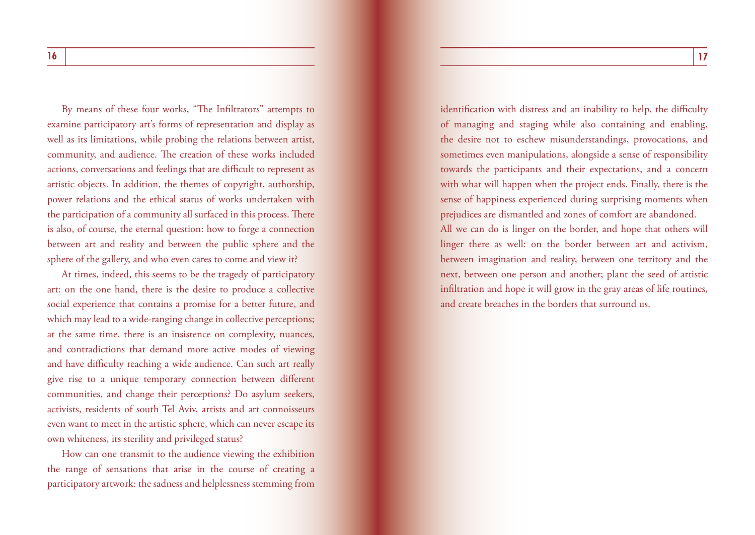By means of these four works, "The Infiltrators" attempts to examine participatory art's forms of representation and display as well as its limitations, while probing the relations between artist, community, and audience. The creation of these works included actions, conversations and feelings that are difficult to represent as artistic objects. In addition, the themes of copyright, authorship, power relations and the ethical status of works undertaken with the participation of a community all surfaced in this process. There is also, of course, the eternal question: how to forge a connection between art and reality and between the public sphere and the sphere of the gallery, and who even cares to come and view it?

At times, indeed, this seems to be the tragedy of participatory art: on the one hand, there is the desire to produce a collective social experience that contains a promise for a better future, and which may lead to a wide-ranging change in collective perceptions; at the same time, there is an insistence on complexity, nuances, and contradictions that demand more active modes of viewing and have difficulty reaching a wide audience. Can such art really give rise to a unique temporary connection between different communities, and change their perceptions? Do asylum seekers, activists, residents of south Tel Aviv, artists and art connoisseurs even want to meet in the artistic sphere, which can never escape its own whiteness, its sterility and privileged status?

How can one transmit to the audience viewing the exhibition the range of sensations that arise in the course of creating a participatory artwork: the sadness and helplessness stemming from identification with distress and an inability to help, the difficulty of managing and staging while also containing and enabling, the desire not to eschew misunderstandings, provocations, and sometimes even manipulations, alongside a sense of responsibility towards the participants and their expectations, and a concern with what will happen when the project ends. Finally, there is the sense of happiness experienced during surprising moments when prejudices are dismantled and zones of comfort are abandoned.

All we can do is linger on the border, and hope that others will linger there as well: on the border between art and activism, between imagination and reality, between one territory and the next, between one person and another; plant the seed of artistic infiltration and hope it will grow in the gray areas of life routines, and create breaches in the borders that surround us.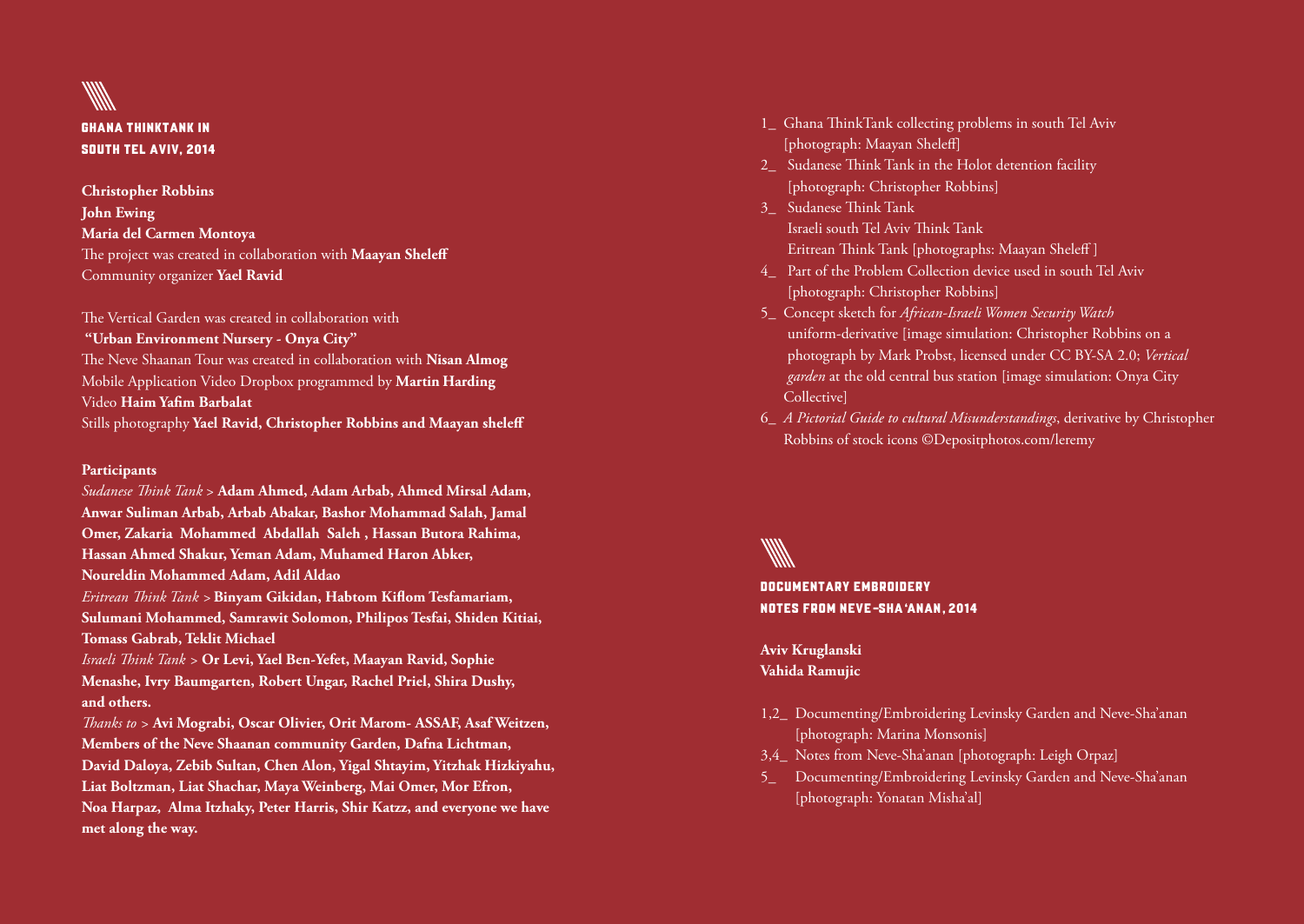## GHANA THINKTANK IN SOUTH TEL AVIV, 2014

**Christopher Robbins**
**John Ewing**
**Maria del Carmen Montoya**
The project was created in collaboration with **Maayan Sheleff**
Community organizer **Yael Ravid**

The Vertical Garden was created in collaboration with
**"Urban Environment Nursery - Onya City"**
The Neve Shaanan Tour was created in collaboration with **Nisan Almog**
Mobile Application Video Dropbox programmed by **Martin Harding**
Video **Haim Yafim Barbalat**
Stills photography **Yael Ravid, Christopher Robbins and Maayan sheleff**

**Participants**
*Sudanese Think Tank* > **Adam Ahmed, Adam Arbab, Ahmed Mirsal Adam, Anwar Suliman Arbab, Arbab Abakar, Bashor Mohammad Salah, Jamal Omer, Zakaria Mohammed Abdallah Saleh , Hassan Butora Rahima, Hassan Ahmed Shakur, Yeman Adam, Muhamed Haron Abker, Noureldin Mohammed Adam, Adil Aldao**
*Eritrean Think Tank* > **Binyam Gikidan, Habtom Kiflom Tesfamariam, Sulumani Mohammed, Samrawit Solomon, Philipos Tesfai, Shiden Kitiai, Tomass Gabrab, Teklit Michael**
*Israeli Think Tank* > **Or Levi, Yael Ben-Yefet, Maayan Ravid, Sophie Menashe, Ivry Baumgarten, Robert Ungar, Rachel Priel, Shira Dushy, and others.**
*Thanks to* > **Avi Mograbi, Oscar Olivier, Orit Marom- ASSAF, Asaf Weitzen, Members of the Neve Shaanan community Garden, Dafna Lichtman, David Daloya, Zebib Sultan, Chen Alon, Yigal Shtayim, Yitzhak Hizkiyahu, Liat Boltzman, Liat Shachar, Maya Weinberg, Mai Omer, Mor Efron, Noa Harpaz, Alma Itzhaky, Peter Harris, Shir Katzz, and everyone we have met along the way.**

1_ Ghana ThinkTank collecting problems in south Tel Aviv [photograph: Maayan Sheleff]
2_ Sudanese Think Tank in the Holot detention facility [photograph: Christopher Robbins]
3_ Sudanese Think Tank
Israeli south Tel Aviv Think Tank
Eritrean Think Tank [photographs: Maayan Sheleff ]
4_ Part of the Problem Collection device used in south Tel Aviv [photograph: Christopher Robbins]
5_ Concept sketch for *African-Israeli Women Security Watch* uniform-derivative [image simulation: Christopher Robbins on a photograph by Mark Probst, licensed under CC BY-SA 2.0; *Vertical garden* at the old central bus station [image simulation: Onya City Collective]
6_ *A Pictorial Guide to cultural Misunderstandings*, derivative by Christopher Robbins of stock icons ©Depositphotos.com/leremy

## DOCUMENTARY EMBROIDERY NOTES FROM NEVE-SHA'ANAN, 2014

**Aviv Kruglanski**
**Vahida Ramujic**

1,2_ Documenting/Embroidering Levinsky Garden and Neve-Sha'anan [photograph: Marina Monsonis]
3,4_ Notes from Neve-Sha'anan [photograph: Leigh Orpaz]
5_ Documenting/Embroidering Levinsky Garden and Neve-Sha'anan [photograph: Yonatan Misha'al]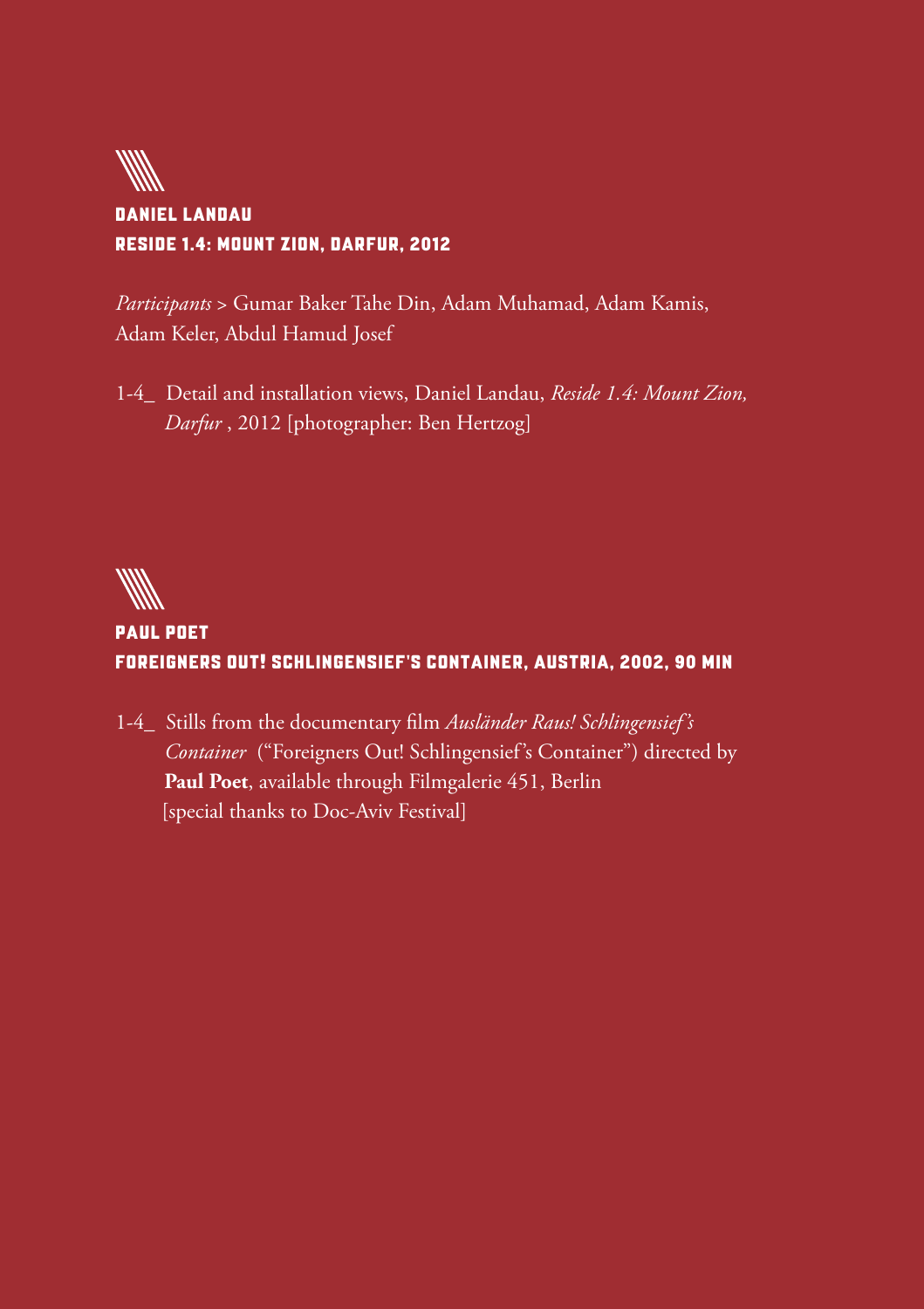## DANIEL LANDAU
## RESIDE 1.4: MOUNT ZION, DARFUR, 2012

*Participants* > Gumar Baker Tahe Din, Adam Muhamad, Adam Kamis, Adam Keler, Abdul Hamud Josef

1-4_ Detail and installation views, Daniel Landau, *Reside 1.4: Mount Zion, Darfur* , 2012 [photographer: Ben Hertzog]

## PAUL POET
## FOREIGNERS OUT! SCHLINGENSIEF'S CONTAINER, AUSTRIA, 2002, 90 MIN

1-4_ Stills from the documentary film *Ausländer Raus! Schlingensief's Container* ("Foreigners Out! Schlingensief's Container") directed by **Paul Poet**, available through Filmgalerie 451, Berlin [special thanks to Doc-Aviv Festival]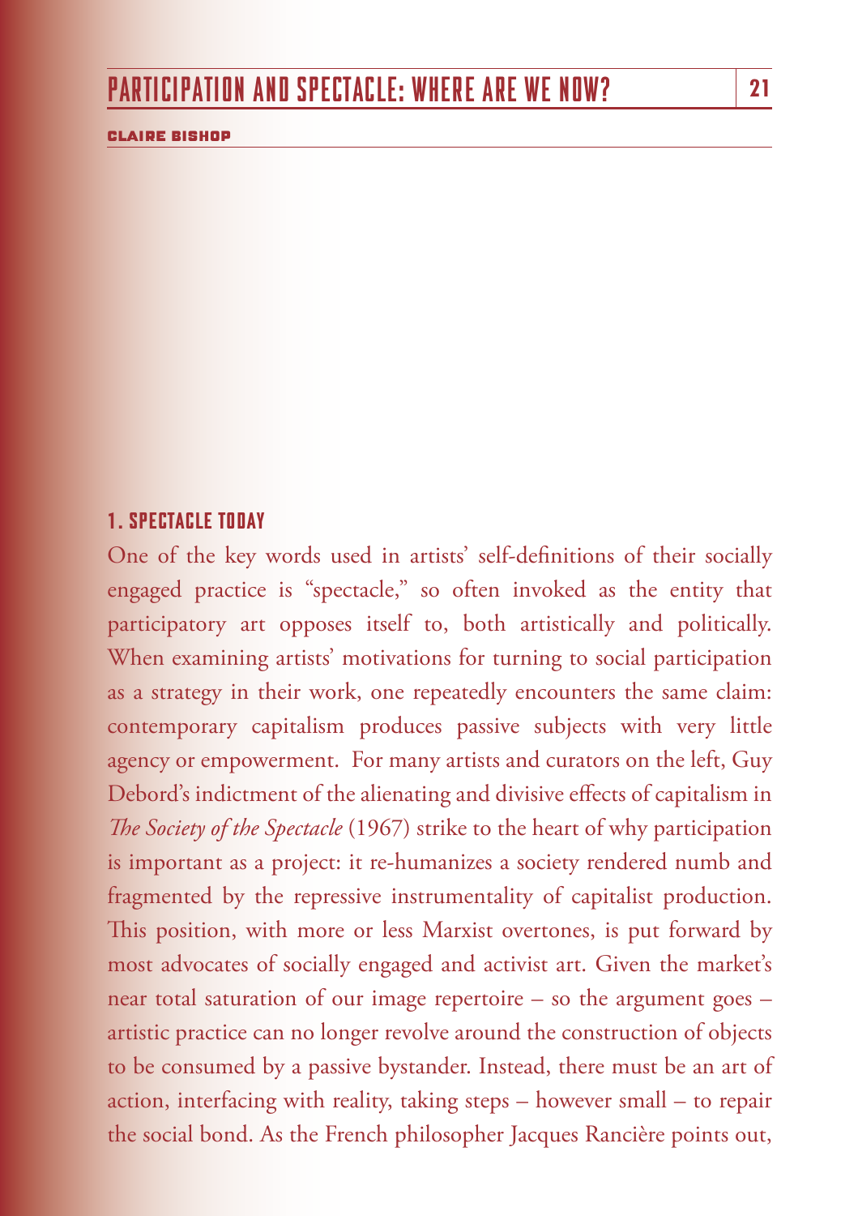# PARTICIPATION AND SPECTACLE: WHERE ARE WE NOW?

**CLAIRE BISHOP**

## 1. SPECTACLE TODAY

One of the key words used in artists' self-definitions of their socially engaged practice is "spectacle," so often invoked as the entity that participatory art opposes itself to, both artistically and politically. When examining artists' motivations for turning to social participation as a strategy in their work, one repeatedly encounters the same claim: contemporary capitalism produces passive subjects with very little agency or empowerment. For many artists and curators on the left, Guy Debord's indictment of the alienating and divisive effects of capitalism in *The Society of the Spectacle* (1967) strike to the heart of why participation is important as a project: it re-humanizes a society rendered numb and fragmented by the repressive instrumentality of capitalist production. This position, with more or less Marxist overtones, is put forward by most advocates of socially engaged and activist art. Given the market's near total saturation of our image repertoire – so the argument goes – artistic practice can no longer revolve around the construction of objects to be consumed by a passive bystander. Instead, there must be an art of action, interfacing with reality, taking steps – however small – to repair the social bond. As the French philosopher Jacques Rancière points out,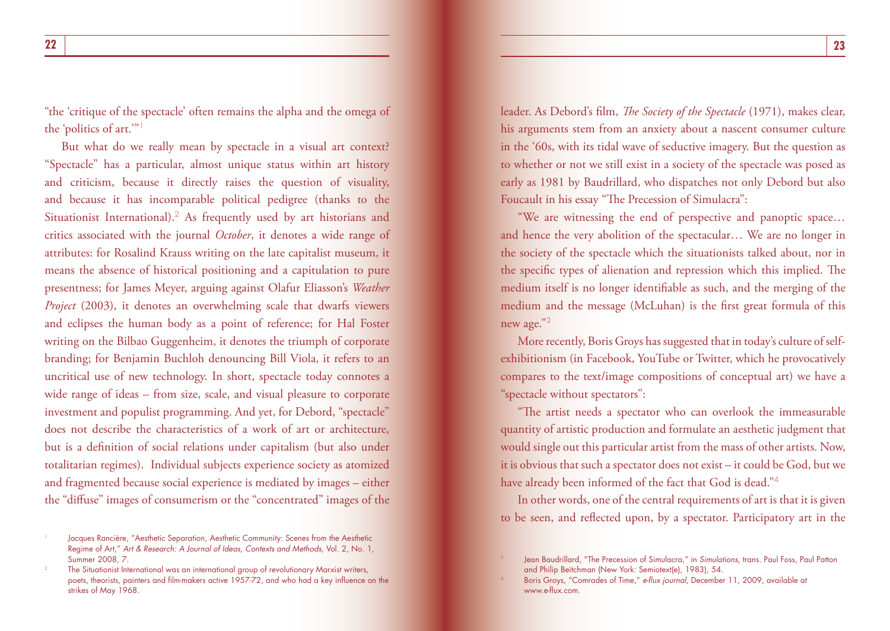"the 'critique of the spectacle' often remains the alpha and the omega of the 'politics of art.'"[1]

But what do we really mean by spectacle in a visual art context? "Spectacle" has a particular, almost unique status within art history and criticism, because it directly raises the question of visuality, and because it has incomparable political pedigree (thanks to the Situationist International).[2] As frequently used by art historians and critics associated with the journal *October*, it denotes a wide range of attributes: for Rosalind Krauss writing on the late capitalist museum, it means the absence of historical positioning and a capitulation to pure presentness; for James Meyer, arguing against Olafur Eliasson's *Weather Project* (2003), it denotes an overwhelming scale that dwarfs viewers and eclipses the human body as a point of reference; for Hal Foster writing on the Bilbao Guggenheim, it denotes the triumph of corporate branding; for Benjamin Buchloh denouncing Bill Viola, it refers to an uncritical use of new technology. In short, spectacle today connotes a wide range of ideas – from size, scale, and visual pleasure to corporate investment and populist programming. And yet, for Debord, "spectacle" does not describe the characteristics of a work of art or architecture, but is a definition of social relations under capitalism (but also under totalitarian regimes). Individual subjects experience society as atomized and fragmented because social experience is mediated by images – either the "diffuse" images of consumerism or the "concentrated" images of the leader. As Debord's film, *The Society of the Spectacle* (1971), makes clear, his arguments stem from an anxiety about a nascent consumer culture in the '60s, with its tidal wave of seductive imagery. But the question as to whether or not we still exist in a society of the spectacle was posed as early as 1981 by Baudrillard, who dispatches not only Debord but also Foucault in his essay "The Precession of Simulacra":

"We are witnessing the end of perspective and panoptic space… and hence the very abolition of the spectacular… We are no longer in the society of the spectacle which the situationists talked about, nor in the specific types of alienation and repression which this implied. The medium itself is no longer identifiable as such, and the merging of the medium and the message (McLuhan) is the first great formula of this new age."[3]

More recently, Boris Groys has suggested that in today's culture of self-exhibitionism (in Facebook, YouTube or Twitter, which he provocatively compares to the text/image compositions of conceptual art) we have a "spectacle without spectators":

"The artist needs a spectator who can overlook the immeasurable quantity of artistic production and formulate an aesthetic judgment that would single out this particular artist from the mass of other artists. Now, it is obvious that such a spectator does not exist – it could be God, but we have already been informed of the fact that God is dead."[4]

In other words, one of the central requirements of art is that it is given to be seen, and reflected upon, by a spectator. Participatory art in the

---

[1] Jacques Rancière, "Aesthetic Separation, Aesthetic Community: Scenes from the Aesthetic Regime of Art," *Art & Research: A Journal of Ideas, Contexts and Methods*, Vol. 2, No. 1, Summer 2008, 7.

[2] The Situationist International was an international group of revolutionary Marxist writers, poets, theorists, painters and film-makers active 1957-72, and who had a key influence on the strikes of May 1968.

[3] Jean Baudrillard, "The Precession of Simulacra," in *Simulations*, trans. Paul Foss, Paul Patton and Philip Beitchman (New York: Semiotext(e), 1983), 54.

[4] Boris Groys, "Comrades of Time," *e-flux journal*, December 11, 2009, available at www.e-flux.com.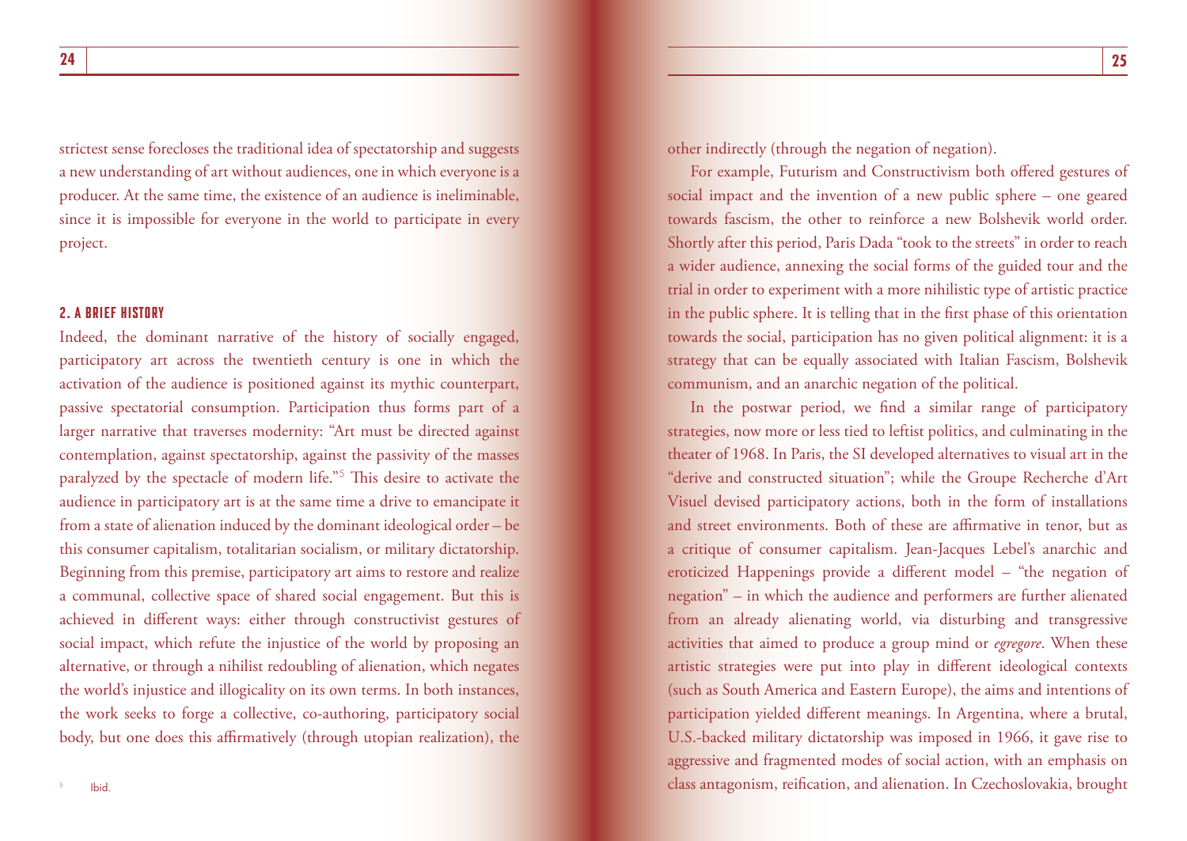strictest sense forecloses the traditional idea of spectatorship and suggests a new understanding of art without audiences, one in which everyone is a producer. At the same time, the existence of an audience is ineliminable, since it is impossible for everyone in the world to participate in every project.

### 2. A BRIEF HISTORY

Indeed, the dominant narrative of the history of socially engaged, participatory art across the twentieth century is one in which the activation of the audience is positioned against its mythic counterpart, passive spectatorial consumption. Participation thus forms part of a larger narrative that traverses modernity: "Art must be directed against contemplation, against spectatorship, against the passivity of the masses paralyzed by the spectacle of modern life."[5] This desire to activate the audience in participatory art is at the same time a drive to emancipate it from a state of alienation induced by the dominant ideological order – be this consumer capitalism, totalitarian socialism, or military dictatorship. Beginning from this premise, participatory art aims to restore and realize a communal, collective space of shared social engagement. But this is achieved in different ways: either through constructivist gestures of social impact, which refute the injustice of the world by proposing an alternative, or through a nihilist redoubling of alienation, which negates the world's injustice and illogicality on its own terms. In both instances, the work seeks to forge a collective, co-authoring, participatory social body, but one does this affirmatively (through utopian realization), the other indirectly (through the negation of negation).

For example, Futurism and Constructivism both offered gestures of social impact and the invention of a new public sphere – one geared towards fascism, the other to reinforce a new Bolshevik world order. Shortly after this period, Paris Dada "took to the streets" in order to reach a wider audience, annexing the social forms of the guided tour and the trial in order to experiment with a more nihilistic type of artistic practice in the public sphere. It is telling that in the first phase of this orientation towards the social, participation has no given political alignment: it is a strategy that can be equally associated with Italian Fascism, Bolshevik communism, and an anarchic negation of the political.

In the postwar period, we find a similar range of participatory strategies, now more or less tied to leftist politics, and culminating in the theater of 1968. In Paris, the SI developed alternatives to visual art in the "derive and constructed situation"; while the Groupe Recherche d'Art Visuel devised participatory actions, both in the form of installations and street environments. Both of these are affirmative in tenor, but as a critique of consumer capitalism. Jean-Jacques Lebel's anarchic and eroticized Happenings provide a different model – "the negation of negation" – in which the audience and performers are further alienated from an already alienating world, via disturbing and transgressive activities that aimed to produce a group mind or *egregore*. When these artistic strategies were put into play in different ideological contexts (such as South America and Eastern Europe), the aims and intentions of participation yielded different meanings. In Argentina, where a brutal, U.S.-backed military dictatorship was imposed in 1966, it gave rise to aggressive and fragmented modes of social action, with an emphasis on class antagonism, reification, and alienation. In Czechoslovakia, brought

[5] Ibid.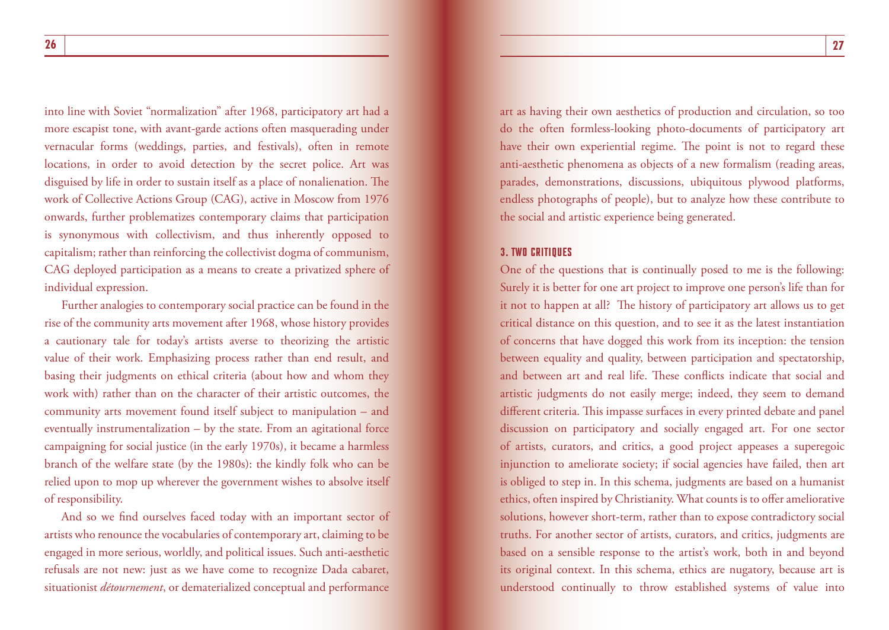into line with Soviet "normalization" after 1968, participatory art had a more escapist tone, with avant-garde actions often masquerading under vernacular forms (weddings, parties, and festivals), often in remote locations, in order to avoid detection by the secret police. Art was disguised by life in order to sustain itself as a place of nonalienation. The work of Collective Actions Group (CAG), active in Moscow from 1976 onwards, further problematizes contemporary claims that participation is synonymous with collectivism, and thus inherently opposed to capitalism; rather than reinforcing the collectivist dogma of communism, CAG deployed participation as a means to create a privatized sphere of individual expression.

Further analogies to contemporary social practice can be found in the rise of the community arts movement after 1968, whose history provides a cautionary tale for today's artists averse to theorizing the artistic value of their work. Emphasizing process rather than end result, and basing their judgments on ethical criteria (about how and whom they work with) rather than on the character of their artistic outcomes, the community arts movement found itself subject to manipulation – and eventually instrumentalization – by the state. From an agitational force campaigning for social justice (in the early 1970s), it became a harmless branch of the welfare state (by the 1980s): the kindly folk who can be relied upon to mop up wherever the government wishes to absolve itself of responsibility.

And so we find ourselves faced today with an important sector of artists who renounce the vocabularies of contemporary art, claiming to be engaged in more serious, worldly, and political issues. Such anti-aesthetic refusals are not new: just as we have come to recognize Dada cabaret, situationist *détournement*, or dematerialized conceptual and performance art as having their own aesthetics of production and circulation, so too do the often formless-looking photo-documents of participatory art have their own experiential regime. The point is not to regard these anti-aesthetic phenomena as objects of a new formalism (reading areas, parades, demonstrations, discussions, ubiquitous plywood platforms, endless photographs of people), but to analyze how these contribute to the social and artistic experience being generated.

### 3. TWO CRITIQUES

One of the questions that is continually posed to me is the following: Surely it is better for one art project to improve one person's life than for it not to happen at all? The history of participatory art allows us to get critical distance on this question, and to see it as the latest instantiation of concerns that have dogged this work from its inception: the tension between equality and quality, between participation and spectatorship, and between art and real life. These conflicts indicate that social and artistic judgments do not easily merge; indeed, they seem to demand different criteria. This impasse surfaces in every printed debate and panel discussion on participatory and socially engaged art. For one sector of artists, curators, and critics, a good project appeases a superegoic injunction to ameliorate society; if social agencies have failed, then art is obliged to step in. In this schema, judgments are based on a humanist ethics, often inspired by Christianity. What counts is to offer ameliorative solutions, however short-term, rather than to expose contradictory social truths. For another sector of artists, curators, and critics, judgments are based on a sensible response to the artist's work, both in and beyond its original context. In this schema, ethics are nugatory, because art is understood continually to throw established systems of value into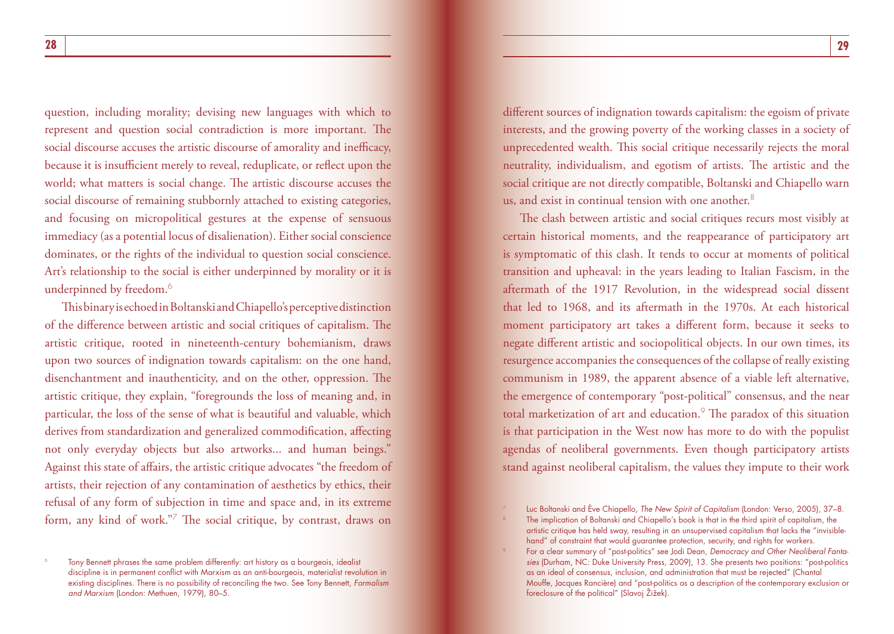question, including morality; devising new languages with which to represent and question social contradiction is more important. The social discourse accuses the artistic discourse of amorality and inefficacy, because it is insufficient merely to reveal, reduplicate, or reflect upon the world; what matters is social change. The artistic discourse accuses the social discourse of remaining stubbornly attached to existing categories, and focusing on micropolitical gestures at the expense of sensuous immediacy (as a potential locus of disalienation). Either social conscience dominates, or the rights of the individual to question social conscience. Art's relationship to the social is either underpinned by morality or it is underpinned by freedom.[6]

This binary is echoed in Boltanski and Chiapello's perceptive distinction of the difference between artistic and social critiques of capitalism. The artistic critique, rooted in nineteenth-century bohemianism, draws upon two sources of indignation towards capitalism: on the one hand, disenchantment and inauthenticity, and on the other, oppression. The artistic critique, they explain, "foregrounds the loss of meaning and, in particular, the loss of the sense of what is beautiful and valuable, which derives from standardization and generalized commodification, affecting not only everyday objects but also artworks... and human beings." Against this state of affairs, the artistic critique advocates "the freedom of artists, their rejection of any contamination of aesthetics by ethics, their refusal of any form of subjection in time and space and, in its extreme form, any kind of work."[7] The social critique, by contrast, draws on different sources of indignation towards capitalism: the egoism of private interests, and the growing poverty of the working classes in a society of unprecedented wealth. This social critique necessarily rejects the moral neutrality, individualism, and egotism of artists. The artistic and the social critique are not directly compatible, Boltanski and Chiapello warn us, and exist in continual tension with one another.[8]

The clash between artistic and social critiques recurs most visibly at certain historical moments, and the reappearance of participatory art is symptomatic of this clash. It tends to occur at moments of political transition and upheaval: in the years leading to Italian Fascism, in the aftermath of the 1917 Revolution, in the widespread social dissent that led to 1968, and its aftermath in the 1970s. At each historical moment participatory art takes a different form, because it seeks to negate different artistic and sociopolitical objects. In our own times, its resurgence accompanies the consequences of the collapse of really existing communism in 1989, the apparent absence of a viable left alternative, the emergence of contemporary "post-political" consensus, and the near total marketization of art and education.[9] The paradox of this situation is that participation in the West now has more to do with the populist agendas of neoliberal governments. Even though participatory artists stand against neoliberal capitalism, the values they impute to their work

---

[6] Tony Bennett phrases the same problem differently: art history as a bourgeois, idealist discipline is in permanent conflict with Marxism as an anti-bourgeois, materialist revolution in existing disciplines. There is no possibility of reconciling the two. See Tony Bennett, *Formalism and Marxism* (London: Methuen, 1979), 80–5.

[7] Luc Boltanski and Ève Chiapello, *The New Spirit of Capitalism* (London: Verso, 2005), 37–8.

[8] The implication of Boltanski and Chiapello's book is that in the third spirit of capitalism, the artistic critique has held sway, resulting in an unsupervised capitalism that lacks the "invisible-hand" of constraint that would guarantee protection, security, and rights for workers.

[9] For a clear summary of "post-politics" see Jodi Dean, *Democracy and Other Neoliberal Fantasies* (Durham, NC: Duke University Press, 2009), 13. She presents two positions: "post-politics as an ideal of consensus, inclusion, and administration that must be rejected" (Chantal Mouffe, Jacques Rancière) and "post-politics as a description of the contemporary exclusion or foreclosure of the political" (Slavoj Žižek).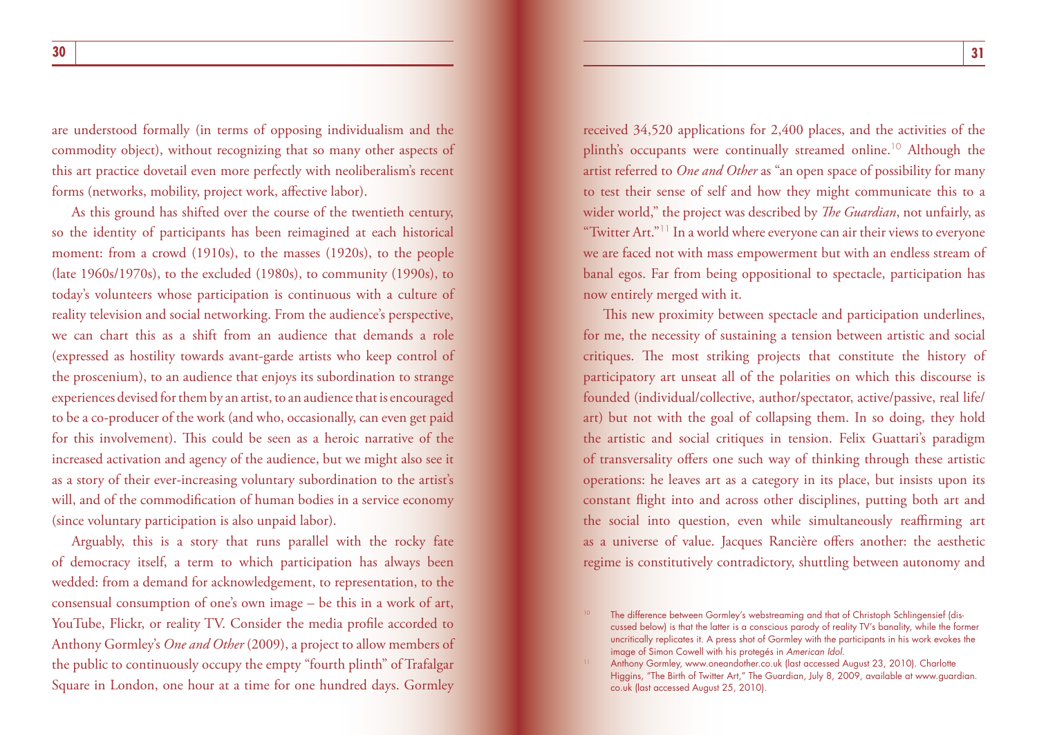are understood formally (in terms of opposing individualism and the commodity object), without recognizing that so many other aspects of this art practice dovetail even more perfectly with neoliberalism's recent forms (networks, mobility, project work, affective labor).

As this ground has shifted over the course of the twentieth century, so the identity of participants has been reimagined at each historical moment: from a crowd (1910s), to the masses (1920s), to the people (late 1960s/1970s), to the excluded (1980s), to community (1990s), to today's volunteers whose participation is continuous with a culture of reality television and social networking. From the audience's perspective, we can chart this as a shift from an audience that demands a role (expressed as hostility towards avant-garde artists who keep control of the proscenium), to an audience that enjoys its subordination to strange experiences devised for them by an artist, to an audience that is encouraged to be a co-producer of the work (and who, occasionally, can even get paid for this involvement). This could be seen as a heroic narrative of the increased activation and agency of the audience, but we might also see it as a story of their ever-increasing voluntary subordination to the artist's will, and of the commodification of human bodies in a service economy (since voluntary participation is also unpaid labor).

Arguably, this is a story that runs parallel with the rocky fate of democracy itself, a term to which participation has always been wedded: from a demand for acknowledgement, to representation, to the consensual consumption of one's own image – be this in a work of art, YouTube, Flickr, or reality TV. Consider the media profile accorded to Anthony Gormley's *One and Other* (2009), a project to allow members of the public to continuously occupy the empty "fourth plinth" of Trafalgar Square in London, one hour at a time for one hundred days. Gormley received 34,520 applications for 2,400 places, and the activities of the plinth's occupants were continually streamed online.[10] Although the artist referred to *One and Other* as "an open space of possibility for many to test their sense of self and how they might communicate this to a wider world," the project was described by *The Guardian*, not unfairly, as "Twitter Art."[11] In a world where everyone can air their views to everyone we are faced not with mass empowerment but with an endless stream of banal egos. Far from being oppositional to spectacle, participation has now entirely merged with it.

This new proximity between spectacle and participation underlines, for me, the necessity of sustaining a tension between artistic and social critiques. The most striking projects that constitute the history of participatory art unseat all of the polarities on which this discourse is founded (individual/collective, author/spectator, active/passive, real life/art) but not with the goal of collapsing them. In so doing, they hold the artistic and social critiques in tension. Felix Guattari's paradigm of transversality offers one such way of thinking through these artistic operations: he leaves art as a category in its place, but insists upon its constant flight into and across other disciplines, putting both art and the social into question, even while simultaneously reaffirming art as a universe of value. Jacques Rancière offers another: the aesthetic regime is constitutively contradictory, shuttling between autonomy and

[10] The difference between Gormley's webstreaming and that of Christoph Schlingensief (discussed below) is that the latter is a conscious parody of reality TV's banality, while the former uncritically replicates it. A press shot of Gormley with the participants in his work evokes the image of Simon Cowell with his protegés in *American Idol*.

[11] Anthony Gormley, www.oneandother.co.uk (last accessed August 23, 2010). Charlotte Higgins, "The Birth of Twitter Art," The Guardian, July 8, 2009, available at www.guardian.co.uk (last accessed August 25, 2010).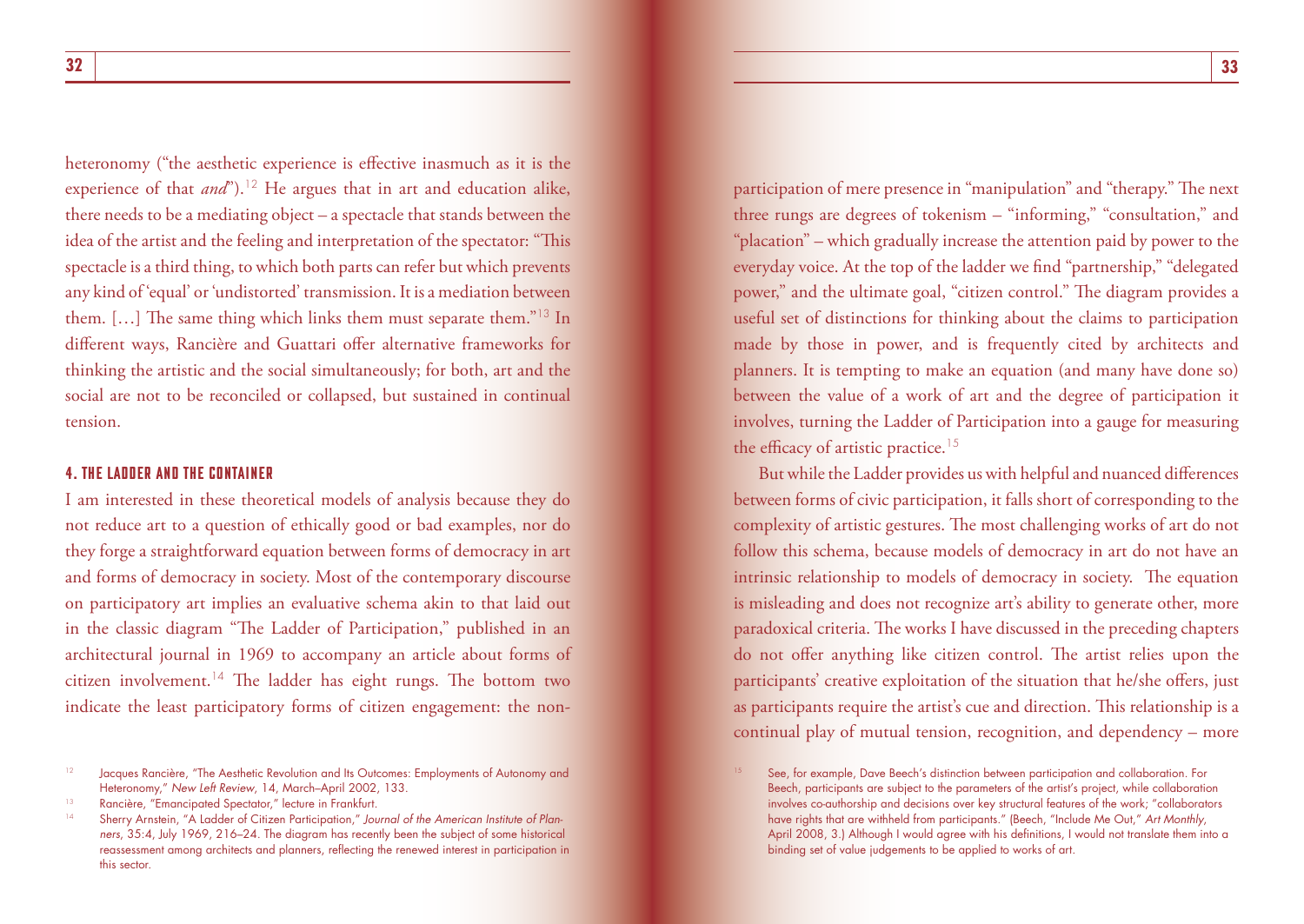heteronomy ("the aesthetic experience is effective inasmuch as it is the experience of that *and*").[12] He argues that in art and education alike, there needs to be a mediating object – a spectacle that stands between the idea of the artist and the feeling and interpretation of the spectator: "This spectacle is a third thing, to which both parts can refer but which prevents any kind of 'equal' or 'undistorted' transmission. It is a mediation between them. […] The same thing which links them must separate them."[13] In different ways, Rancière and Guattari offer alternative frameworks for thinking the artistic and the social simultaneously; for both, art and the social are not to be reconciled or collapsed, but sustained in continual tension.

## 4. THE LADDER AND THE CONTAINER

I am interested in these theoretical models of analysis because they do not reduce art to a question of ethically good or bad examples, nor do they forge a straightforward equation between forms of democracy in art and forms of democracy in society. Most of the contemporary discourse on participatory art implies an evaluative schema akin to that laid out in the classic diagram "The Ladder of Participation," published in an architectural journal in 1969 to accompany an article about forms of citizen involvement.[14] The ladder has eight rungs. The bottom two indicate the least participatory forms of citizen engagement: the non-participation of mere presence in "manipulation" and "therapy." The next three rungs are degrees of tokenism – "informing," "consultation," and "placation" – which gradually increase the attention paid by power to the everyday voice. At the top of the ladder we find "partnership," "delegated power," and the ultimate goal, "citizen control." The diagram provides a useful set of distinctions for thinking about the claims to participation made by those in power, and is frequently cited by architects and planners. It is tempting to make an equation (and many have done so) between the value of a work of art and the degree of participation it involves, turning the Ladder of Participation into a gauge for measuring the efficacy of artistic practice.[15]

But while the Ladder provides us with helpful and nuanced differences between forms of civic participation, it falls short of corresponding to the complexity of artistic gestures. The most challenging works of art do not follow this schema, because models of democracy in art do not have an intrinsic relationship to models of democracy in society. The equation is misleading and does not recognize art's ability to generate other, more paradoxical criteria. The works I have discussed in the preceding chapters do not offer anything like citizen control. The artist relies upon the participants' creative exploitation of the situation that he/she offers, just as participants require the artist's cue and direction. This relationship is a continual play of mutual tension, recognition, and dependency – more

---

[12] Jacques Rancière, "The Aesthetic Revolution and Its Outcomes: Employments of Autonomy and Heteronomy," *New Left Review*, 14, March–April 2002, 133.

[13] Rancière, "Emancipated Spectator," lecture in Frankfurt.

[14] Sherry Arnstein, "A Ladder of Citizen Participation," *Journal of the American Institute of Planners*, 35:4, July 1969, 216–24. The diagram has recently been the subject of some historical reassessment among architects and planners, reflecting the renewed interest in participation in this sector.

[15] See, for example, Dave Beech's distinction between participation and collaboration. For Beech, participants are subject to the parameters of the artist's project, while collaboration involves co-authorship and decisions over key structural features of the work; "collaborators have rights that are withheld from participants." (Beech, "Include Me Out," *Art Monthly*, April 2008, 3.) Although I would agree with his definitions, I would not translate them into a binding set of value judgements to be applied to works of art.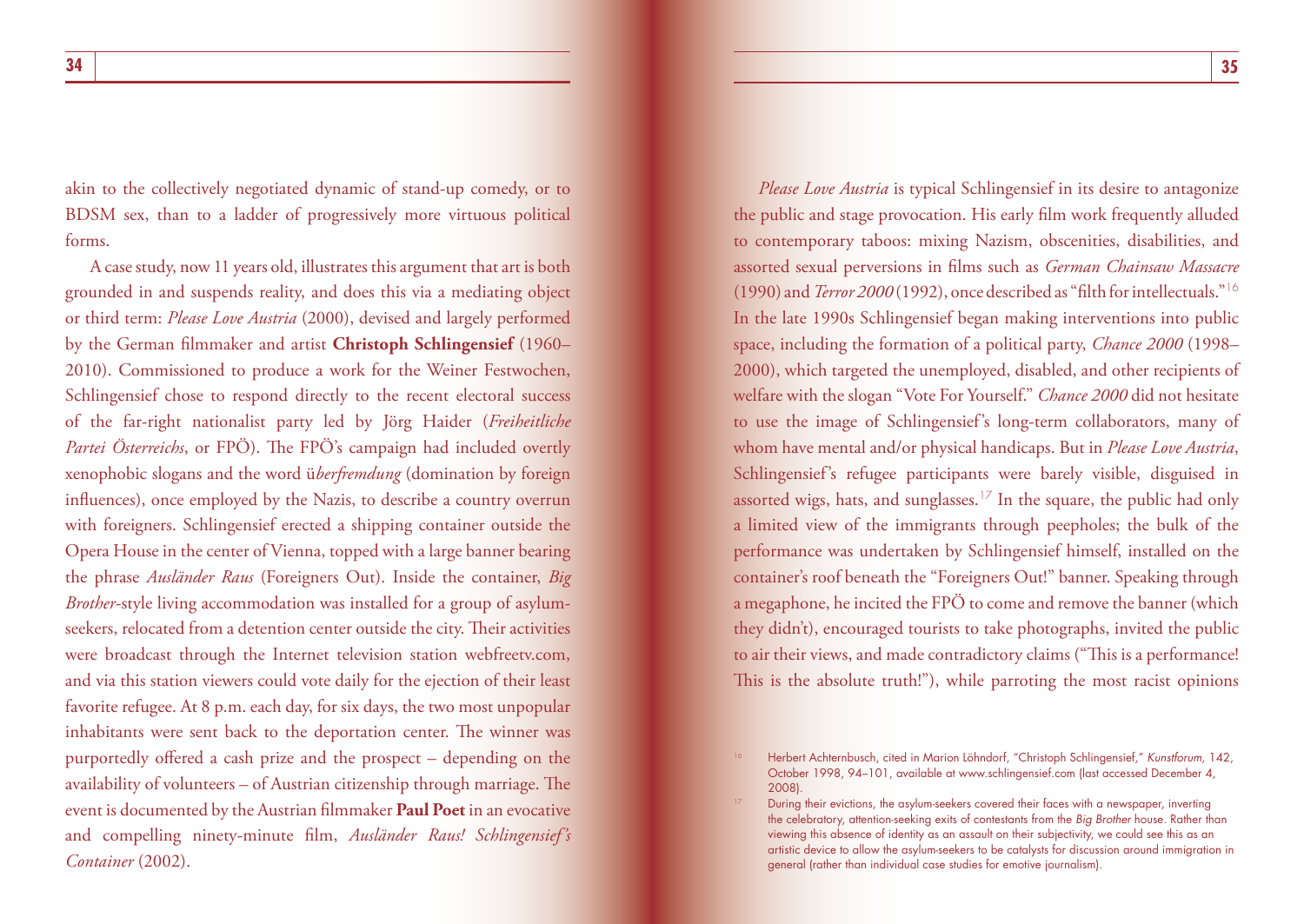akin to the collectively negotiated dynamic of stand-up comedy, or to BDSM sex, than to a ladder of progressively more virtuous political forms.

A case study, now 11 years old, illustrates this argument that art is both grounded in and suspends reality, and does this via a mediating object or third term: *Please Love Austria* (2000), devised and largely performed by the German filmmaker and artist **Christoph Schlingensief** (1960–2010). Commissioned to produce a work for the Weiner Festwochen, Schlingensief chose to respond directly to the recent electoral success of the far-right nationalist party led by Jörg Haider (*Freiheitliche Partei Österreichs*, or FPÖ). The FPÖ's campaign had included overtly xenophobic slogans and the word ü*berfremdung* (domination by foreign influences), once employed by the Nazis, to describe a country overrun with foreigners. Schlingensief erected a shipping container outside the Opera House in the center of Vienna, topped with a large banner bearing the phrase *Ausländer Raus* (Foreigners Out). Inside the container, *Big Brother*-style living accommodation was installed for a group of asylum-seekers, relocated from a detention center outside the city. Their activities were broadcast through the Internet television station webfreetv.com, and via this station viewers could vote daily for the ejection of their least favorite refugee. At 8 p.m. each day, for six days, the two most unpopular inhabitants were sent back to the deportation center. The winner was purportedly offered a cash prize and the prospect – depending on the availability of volunteers – of Austrian citizenship through marriage. The event is documented by the Austrian filmmaker **Paul Poet** in an evocative and compelling ninety-minute film, *Ausländer Raus! Schlingensief's Container* (2002).

*Please Love Austria* is typical Schlingensief in its desire to antagonize the public and stage provocation. His early film work frequently alluded to contemporary taboos: mixing Nazism, obscenities, disabilities, and assorted sexual perversions in films such as *German Chainsaw Massacre* (1990) and *Terror 2000* (1992), once described as "filth for intellectuals."[16] In the late 1990s Schlingensief began making interventions into public space, including the formation of a political party, *Chance 2000* (1998–2000), which targeted the unemployed, disabled, and other recipients of welfare with the slogan "Vote For Yourself." *Chance 2000* did not hesitate to use the image of Schlingensief's long-term collaborators, many of whom have mental and/or physical handicaps. But in *Please Love Austria*, Schlingensief's refugee participants were barely visible, disguised in assorted wigs, hats, and sunglasses.[17] In the square, the public had only a limited view of the immigrants through peepholes; the bulk of the performance was undertaken by Schlingensief himself, installed on the container's roof beneath the "Foreigners Out!" banner. Speaking through a megaphone, he incited the FPÖ to come and remove the banner (which they didn't), encouraged tourists to take photographs, invited the public to air their views, and made contradictory claims ("This is a performance! This is the absolute truth!"), while parroting the most racist opinions

[16] Herbert Achternbusch, cited in Marion Löhndorf, "Christoph Schlingensief," *Kunstforum*, 142, October 1998, 94–101, available at www.schlingensief.com (last accessed December 4, 2008).

[17] During their evictions, the asylum-seekers covered their faces with a newspaper, inverting the celebratory, attention-seeking exits of contestants from the *Big Brother* house. Rather than viewing this absence of identity as an assault on their subjectivity, we could see this as an artistic device to allow the asylum-seekers to be catalysts for discussion around immigration in general (rather than individual case studies for emotive journalism).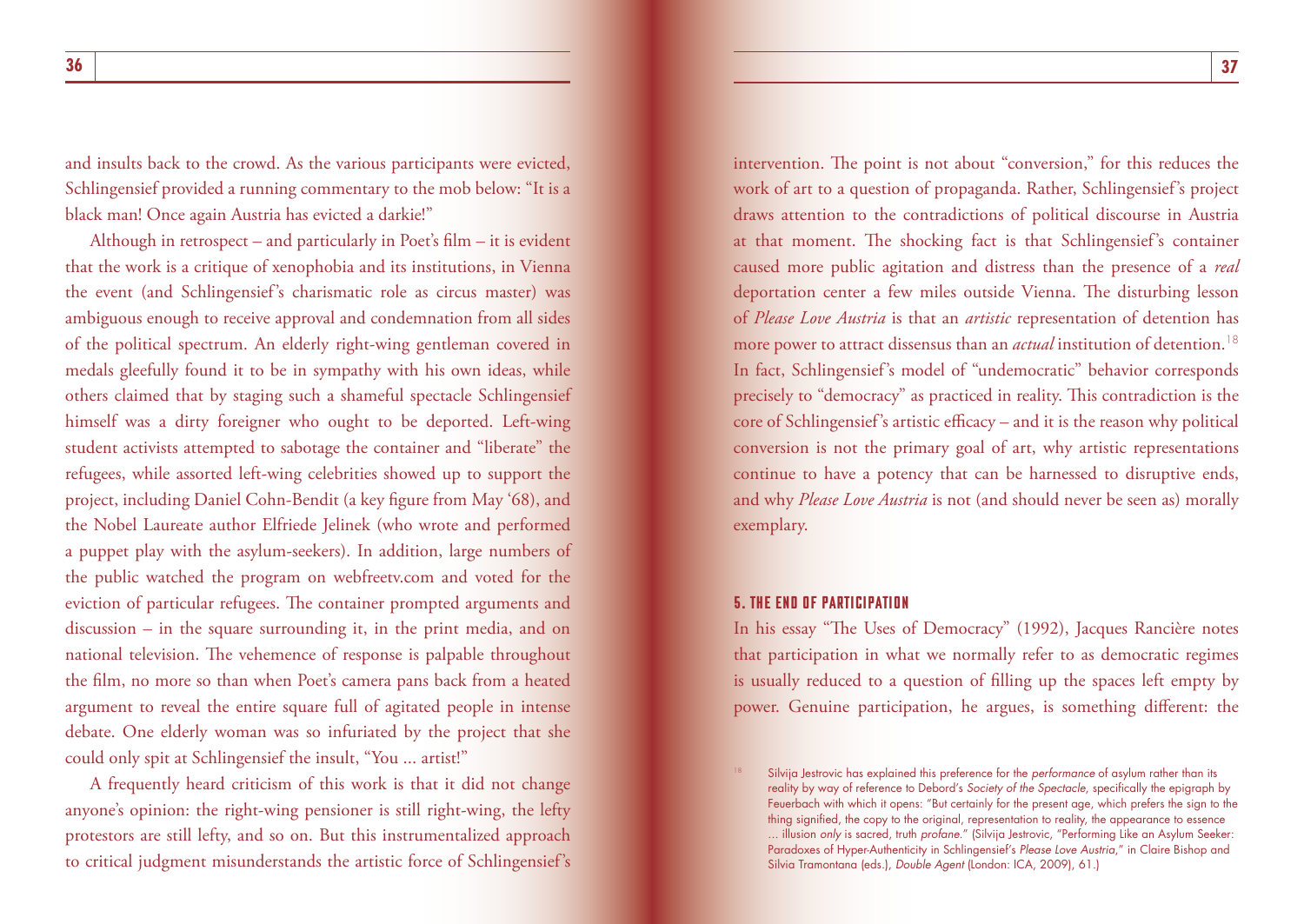and insults back to the crowd. As the various participants were evicted, Schlingensief provided a running commentary to the mob below: "It is a black man! Once again Austria has evicted a darkie!"

Although in retrospect – and particularly in Poet's film – it is evident that the work is a critique of xenophobia and its institutions, in Vienna the event (and Schlingensief's charismatic role as circus master) was ambiguous enough to receive approval and condemnation from all sides of the political spectrum. An elderly right-wing gentleman covered in medals gleefully found it to be in sympathy with his own ideas, while others claimed that by staging such a shameful spectacle Schlingensief himself was a dirty foreigner who ought to be deported. Left-wing student activists attempted to sabotage the container and "liberate" the refugees, while assorted left-wing celebrities showed up to support the project, including Daniel Cohn-Bendit (a key figure from May '68), and the Nobel Laureate author Elfriede Jelinek (who wrote and performed a puppet play with the asylum-seekers). In addition, large numbers of the public watched the program on webfreetv.com and voted for the eviction of particular refugees. The container prompted arguments and discussion – in the square surrounding it, in the print media, and on national television. The vehemence of response is palpable throughout the film, no more so than when Poet's camera pans back from a heated argument to reveal the entire square full of agitated people in intense debate. One elderly woman was so infuriated by the project that she could only spit at Schlingensief the insult, "You ... artist!"

A frequently heard criticism of this work is that it did not change anyone's opinion: the right-wing pensioner is still right-wing, the lefty protestors are still lefty, and so on. But this instrumentalized approach to critical judgment misunderstands the artistic force of Schlingensief's intervention. The point is not about "conversion," for this reduces the work of art to a question of propaganda. Rather, Schlingensief's project draws attention to the contradictions of political discourse in Austria at that moment. The shocking fact is that Schlingensief's container caused more public agitation and distress than the presence of a *real* deportation center a few miles outside Vienna. The disturbing lesson of *Please Love Austria* is that an *artistic* representation of detention has more power to attract dissensus than an *actual* institution of detention.[18] In fact, Schlingensief's model of "undemocratic" behavior corresponds precisely to "democracy" as practiced in reality. This contradiction is the core of Schlingensief's artistic efficacy – and it is the reason why political conversion is not the primary goal of art, why artistic representations continue to have a potency that can be harnessed to disruptive ends, and why *Please Love Austria* is not (and should never be seen as) morally exemplary.

## 5. THE END OF PARTICIPATION

In his essay "The Uses of Democracy" (1992), Jacques Rancière notes that participation in what we normally refer to as democratic regimes is usually reduced to a question of filling up the spaces left empty by power. Genuine participation, he argues, is something different: the

[18] Silvija Jestrovic has explained this preference for the *performance* of asylum rather than its reality by way of reference to Debord's *Society of the Spectacle*, specifically the epigraph by Feuerbach with which it opens: "But certainly for the present age, which prefers the sign to the thing signified, the copy to the original, representation to reality, the appearance to essence ... illusion *only* is sacred, truth *profane*." (Silvija Jestrovic, "Performing Like an Asylum Seeker: Paradoxes of Hyper-Authenticity in Schlingensief's *Please Love Austria*," in Claire Bishop and Silvia Tramontana (eds.), *Double Agent* (London: ICA, 2009), 61.)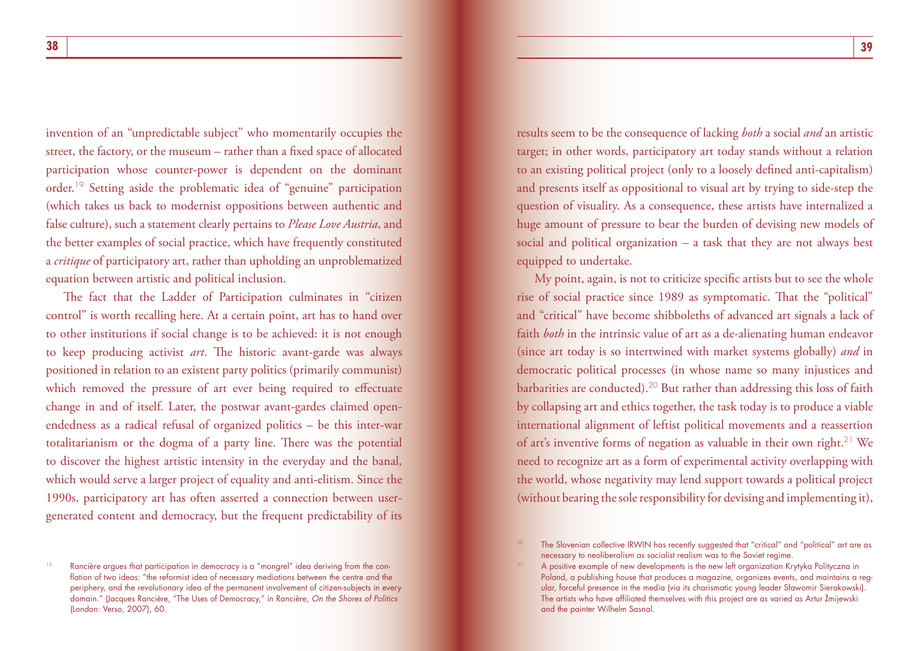invention of an "unpredictable subject" who momentarily occupies the street, the factory, or the museum – rather than a fixed space of allocated participation whose counter-power is dependent on the dominant order.[19] Setting aside the problematic idea of "genuine" participation (which takes us back to modernist oppositions between authentic and false culture), such a statement clearly pertains to *Please Love Austria*, and the better examples of social practice, which have frequently constituted a *critique* of participatory art, rather than upholding an unproblematized equation between artistic and political inclusion.

The fact that the Ladder of Participation culminates in "citizen control" is worth recalling here. At a certain point, art has to hand over to other institutions if social change is to be achieved: it is not enough to keep producing activist *art*. The historic avant-garde was always positioned in relation to an existent party politics (primarily communist) which removed the pressure of art ever being required to effectuate change in and of itself. Later, the postwar avant-gardes claimed open-endedness as a radical refusal of organized politics – be this inter-war totalitarianism or the dogma of a party line. There was the potential to discover the highest artistic intensity in the everyday and the banal, which would serve a larger project of equality and anti-elitism. Since the 1990s, participatory art has often asserted a connection between user-generated content and democracy, but the frequent predictability of its results seem to be the consequence of lacking *both* a social *and* an artistic target; in other words, participatory art today stands without a relation to an existing political project (only to a loosely defined anti-capitalism) and presents itself as oppositional to visual art by trying to side-step the question of visuality. As a consequence, these artists have internalized a huge amount of pressure to bear the burden of devising new models of social and political organization – a task that they are not always best equipped to undertake.

My point, again, is not to criticize specific artists but to see the whole rise of social practice since 1989 as symptomatic. That the "political" and "critical" have become shibboleths of advanced art signals a lack of faith *both* in the intrinsic value of art as a de-alienating human endeavor (since art today is so intertwined with market systems globally) *and* in democratic political processes (in whose name so many injustices and barbarities are conducted).[20] But rather than addressing this loss of faith by collapsing art and ethics together, the task today is to produce a viable international alignment of leftist political movements and a reassertion of art's inventive forms of negation as valuable in their own right.[21] We need to recognize art as a form of experimental activity overlapping with the world, whose negativity may lend support towards a political project (without bearing the sole responsibility for devising and implementing it),

---

[19] Rancière argues that participation in democracy is a "mongrel" idea deriving from the conflation of two ideas: "the reformist idea of necessary mediations between the centre and the periphery, and the revolutionary idea of the permanent involvement of citizen-subjects in every domain." (Jacques Rancière, "The Uses of Democracy," in Rancière, *On the Shores of Politics* (London: Verso, 2007), 60.

[20] The Slovenian collective IRWIN has recently suggested that "critical" and "political" art are as necessary to neoliberalism as socialist realism was to the Soviet regime.

[21] A positive example of new developments is the new left organization Krytyka Polityczna in Poland, a publishing house that produces a magazine, organizes events, and maintains a regular, forceful presence in the media (via its charismatic young leader Sławomir Sierakowski). The artists who have affiliated themselves with this project are as varied as Artur Żmijewski and the painter Wilhelm Sasnal.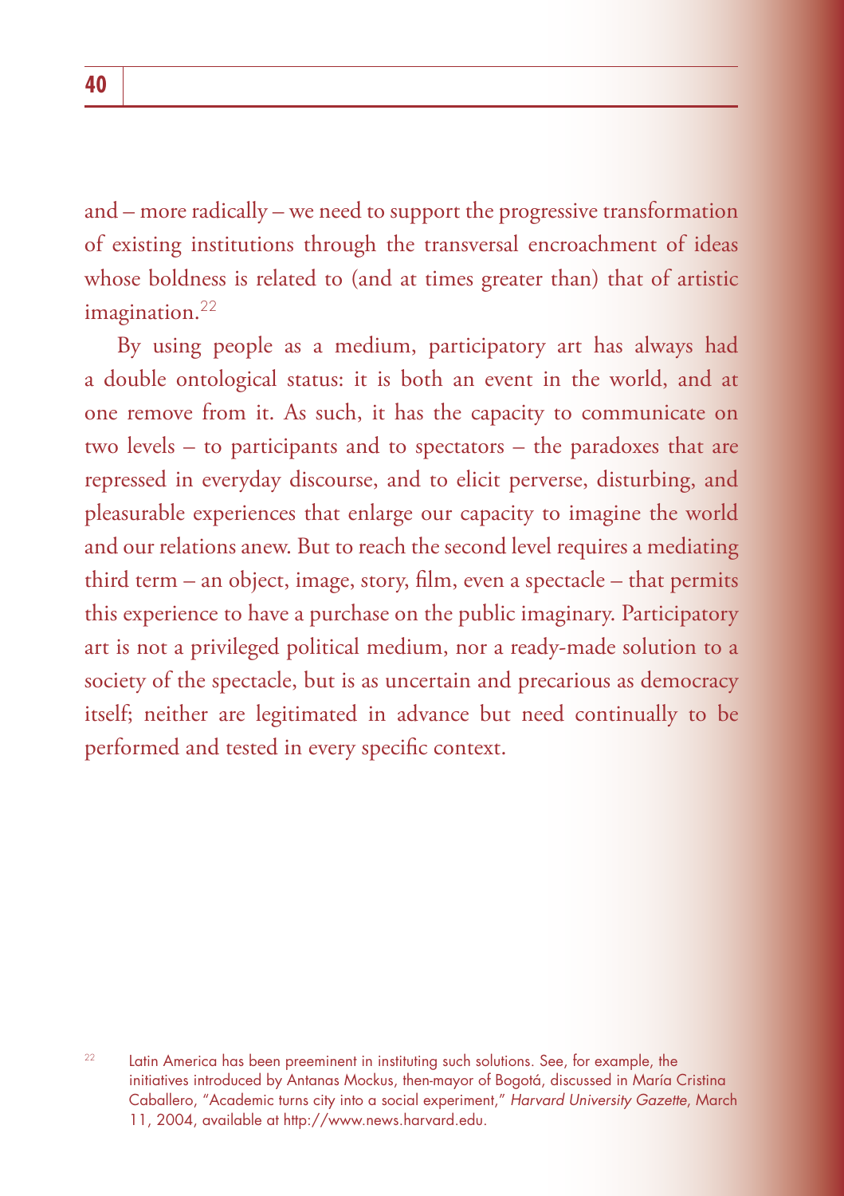and – more radically – we need to support the progressive transformation of existing institutions through the transversal encroachment of ideas whose boldness is related to (and at times greater than) that of artistic imagination.[22]

By using people as a medium, participatory art has always had a double ontological status: it is both an event in the world, and at one remove from it. As such, it has the capacity to communicate on two levels – to participants and to spectators – the paradoxes that are repressed in everyday discourse, and to elicit perverse, disturbing, and pleasurable experiences that enlarge our capacity to imagine the world and our relations anew. But to reach the second level requires a mediating third term – an object, image, story, film, even a spectacle – that permits this experience to have a purchase on the public imaginary. Participatory art is not a privileged political medium, nor a ready-made solution to a society of the spectacle, but is as uncertain and precarious as democracy itself; neither are legitimated in advance but need continually to be performed and tested in every specific context.

[22] Latin America has been preeminent in instituting such solutions. See, for example, the initiatives introduced by Antanas Mockus, then-mayor of Bogotá, discussed in María Cristina Caballero, "Academic turns city into a social experiment," *Harvard University Gazette*, March 11, 2004, available at http://www.news.harvard.edu.